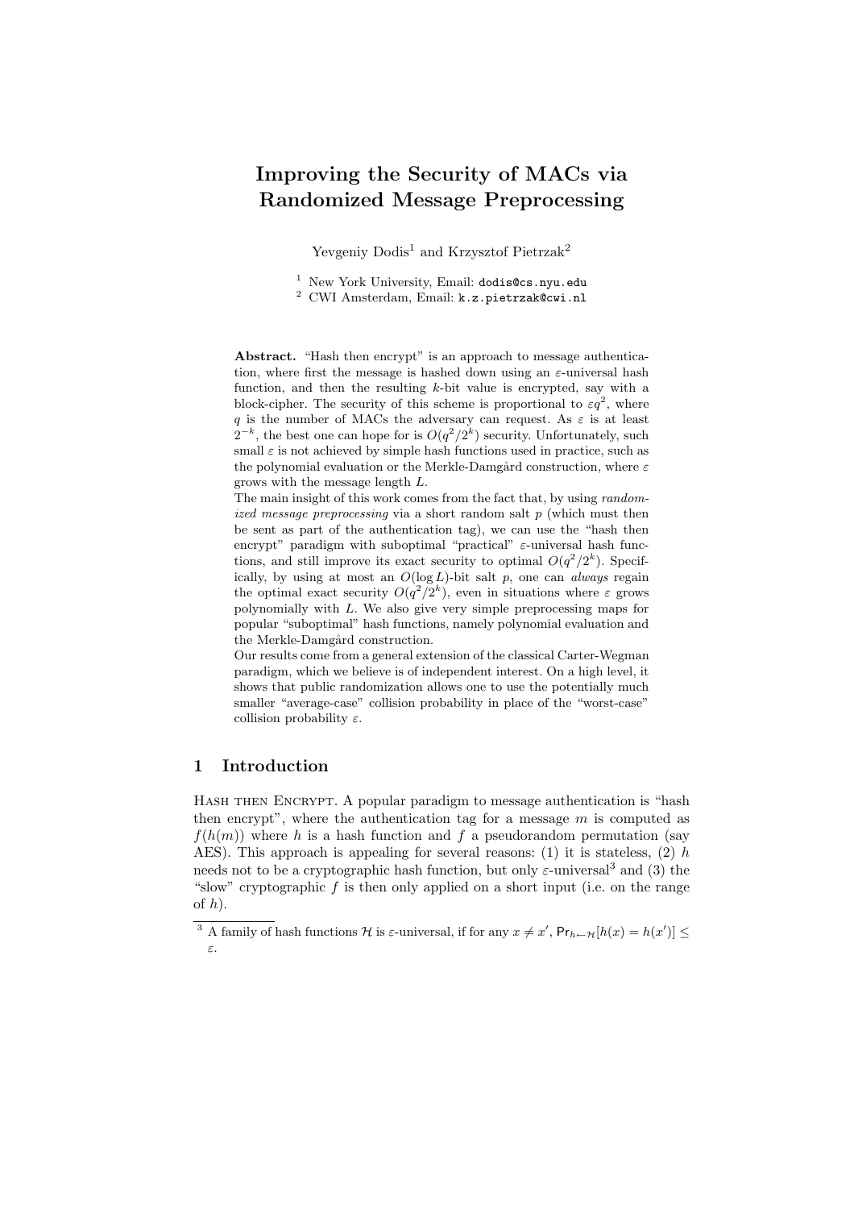# Improving the Security of MACs via Randomized Message Preprocessing

Yevgeniy Dodis[1] and Krzysztof Pietrzak[2]

[1] New York University, Email: dodis@cs.nyu.edu
[2] CWI Amsterdam, Email: k.z.pietrzak@cwi.nl

**Abstract.** "Hash then encrypt" is an approach to message authentication, where first the message is hashed down using an $\varepsilon$-universal hash function, and then the resulting $k$-bit value is encrypted, say with a block-cipher. The security of this scheme is proportional to $\varepsilon q^2$, where $q$ is the number of MACs the adversary can request. As $\varepsilon$ is at least $2^{-k}$, the best one can hope for is $O(q^2/2^k)$ security. Unfortunately, such small $\varepsilon$ is not achieved by simple hash functions used in practice, such as the polynomial evaluation or the Merkle-Damgård construction, where $\varepsilon$ grows with the message length $L$.

The main insight of this work comes from the fact that, by using *randomized message preprocessing* via a short random salt $p$ (which must then be sent as part of the authentication tag), we can use the "hash then encrypt" paradigm with suboptimal "practical" $\varepsilon$-universal hash functions, and still improve its exact security to optimal $O(q^2/2^k)$. Specifically, by using at most an $O(\log L)$-bit salt $p$, one can *always* regain the optimal exact security $O(q^2/2^k)$, even in situations where $\varepsilon$ grows polynomially with $L$. We also give very simple preprocessing maps for popular "suboptimal" hash functions, namely polynomial evaluation and the Merkle-Damgård construction.

Our results come from a general extension of the classical Carter-Wegman paradigm, which we believe is of independent interest. On a high level, it shows that public randomization allows one to use the potentially much smaller "average-case" collision probability in place of the "worst-case" collision probability $\varepsilon$.

## 1 Introduction

Hash then Encrypt. A popular paradigm to message authentication is "hash then encrypt", where the authentication tag for a message $m$ is computed as $f(h(m))$ where $h$ is a hash function and $f$ a pseudorandom permutation (say AES). This approach is appealing for several reasons: (1) it is stateless, (2) $h$ needs not to be a cryptographic hash function, but only $\varepsilon$-universal[3] and (3) the "slow" cryptographic $f$ is then only applied on a short input (i.e. on the range of $h$).

[3] A family of hash functions $\mathcal{H}$ is $\varepsilon$-universal, if for any $x \neq x'$, $\mathsf{Pr}_{h \leftarrow \mathcal{H}}[h(x) = h(x')] \leq \varepsilon$.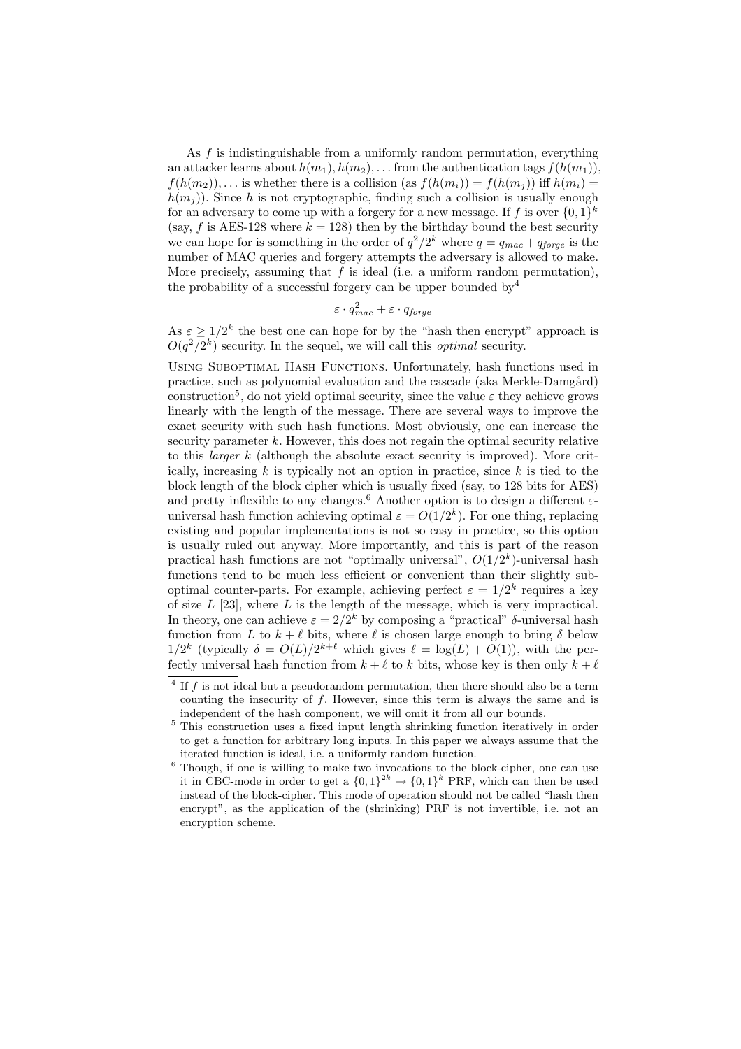As $f$ is indistinguishable from a uniformly random permutation, everything an attacker learns about $h(m_1), h(m_2), \ldots$ from the authentication tags $f(h(m_1))$, $f(h(m_2)), \ldots$ is whether there is a collision (as $f(h(m_i)) = f(h(m_j))$ iff $h(m_i) = h(m_j)$). Since $h$ is not cryptographic, finding such a collision is usually enough for an adversary to come up with a forgery for a new message. If $f$ is over $\{0,1\}^k$ (say, $f$ is AES-128 where $k = 128$) then by the birthday bound the best security we can hope for is something in the order of $q^2/2^k$ where $q = q_{mac} + q_{forge}$ is the number of MAC queries and forgery attempts the adversary is allowed to make. More precisely, assuming that $f$ is ideal (i.e. a uniform random permutation), the probability of a successful forgery can be upper bounded by[4]

$$\varepsilon \cdot q_{mac}^2 + \varepsilon \cdot q_{forge}$$

As $\varepsilon \geq 1/2^k$ the best one can hope for by the "hash then encrypt" approach is $O(q^2/2^k)$ security. In the sequel, we will call this *optimal* security.

**Using Suboptimal Hash Functions.** Unfortunately, hash functions used in practice, such as polynomial evaluation and the cascade (aka Merkle-Damgård) construction[5], do not yield optimal security, since the value $\varepsilon$ they achieve grows linearly with the length of the message. There are several ways to improve the exact security with such hash functions. Most obviously, one can increase the security parameter $k$. However, this does not regain the optimal security relative to this *larger* $k$ (although the absolute exact security is improved). More critically, increasing $k$ is typically not an option in practice, since $k$ is tied to the block length of the block cipher which is usually fixed (say, to 128 bits for AES) and pretty inflexible to any changes.[6] Another option is to design a different $\varepsilon$-universal hash function achieving optimal $\varepsilon = O(1/2^k)$. For one thing, replacing existing and popular implementations is not so easy in practice, so this option is usually ruled out anyway. More importantly, and this is part of the reason practical hash functions are not "optimally universal", $O(1/2^k)$-universal hash functions tend to be much less efficient or convenient than their slightly suboptimal counter-parts. For example, achieving perfect $\varepsilon = 1/2^k$ requires a key of size $L$ [23], where $L$ is the length of the message, which is very impractical. In theory, one can achieve $\varepsilon = 2/2^k$ by composing a "practical" $\delta$-universal hash function from $L$ to $k + \ell$ bits, where $\ell$ is chosen large enough to bring $\delta$ below $1/2^k$ (typically $\delta = O(L)/2^{k+\ell}$ which gives $\ell = \log(L) + O(1)$), with the perfectly universal hash function from $k + \ell$ to $k$ bits, whose key is then only $k + \ell$

---

[4] If $f$ is not ideal but a pseudorandom permutation, then there should also be a term counting the insecurity of $f$. However, since this term is always the same and is independent of the hash component, we will omit it from all our bounds.

[5] This construction uses a fixed input length shrinking function iteratively in order to get a function for arbitrary long inputs. In this paper we always assume that the iterated function is ideal, i.e. a uniformly random function.

[6] Though, if one is willing to make two invocations to the block-cipher, one can use it in CBC-mode in order to get a $\{0,1\}^{2k} \to \{0,1\}^k$ PRF, which can then be used instead of the block-cipher. This mode of operation should not be called "hash then encrypt", as the application of the (shrinking) PRF is not invertible, i.e. not an encryption scheme.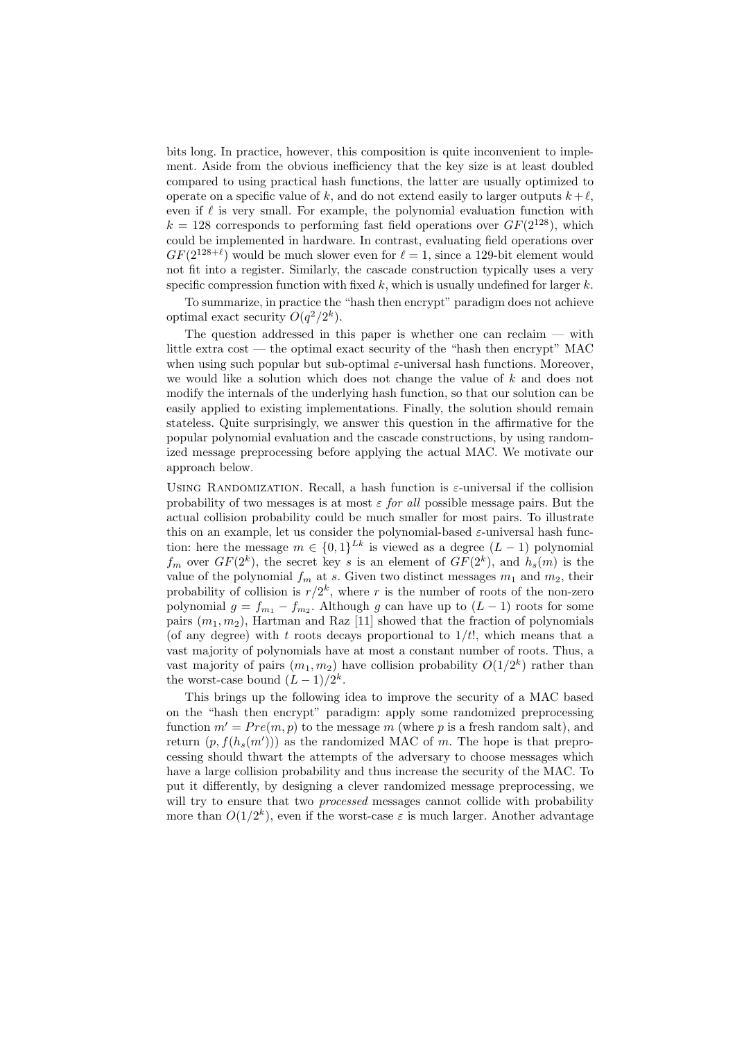bits long. In practice, however, this composition is quite inconvenient to implement. Aside from the obvious inefficiency that the key size is at least doubled compared to using practical hash functions, the latter are usually optimized to operate on a specific value of $k$, and do not extend easily to larger outputs $k+\ell$, even if $\ell$ is very small. For example, the polynomial evaluation function with $k = 128$ corresponds to performing fast field operations over $GF(2^{128})$, which could be implemented in hardware. In contrast, evaluating field operations over $GF(2^{128+\ell})$ would be much slower even for $\ell = 1$, since a 129-bit element would not fit into a register. Similarly, the cascade construction typically uses a very specific compression function with fixed $k$, which is usually undefined for larger $k$.

To summarize, in practice the "hash then encrypt" paradigm does not achieve optimal exact security $O(q^2/2^k)$.

The question addressed in this paper is whether one can reclaim — with little extra cost — the optimal exact security of the "hash then encrypt" MAC when using such popular but sub-optimal $\varepsilon$-universal hash functions. Moreover, we would like a solution which does not change the value of $k$ and does not modify the internals of the underlying hash function, so that our solution can be easily applied to existing implementations. Finally, the solution should remain stateless. Quite surprisingly, we answer this question in the affirmative for the popular polynomial evaluation and the cascade constructions, by using randomized message preprocessing before applying the actual MAC. We motivate our approach below.

Using Randomization. Recall, a hash function is $\varepsilon$-universal if the collision probability of two messages is at most $\varepsilon$ *for all* possible message pairs. But the actual collision probability could be much smaller for most pairs. To illustrate this on an example, let us consider the polynomial-based $\varepsilon$-universal hash function: here the message $m \in \{0,1\}^{Lk}$ is viewed as a degree $(L-1)$ polynomial $f_m$ over $GF(2^k)$, the secret key $s$ is an element of $GF(2^k)$, and $h_s(m)$ is the value of the polynomial $f_m$ at $s$. Given two distinct messages $m_1$ and $m_2$, their probability of collision is $r/2^k$, where $r$ is the number of roots of the non-zero polynomial $g = f_{m_1} - f_{m_2}$. Although $g$ can have up to $(L-1)$ roots for some pairs $(m_1, m_2)$, Hartman and Raz [11] showed that the fraction of polynomials (of any degree) with $t$ roots decays proportional to $1/t!$, which means that a vast majority of polynomials have at most a constant number of roots. Thus, a vast majority of pairs $(m_1, m_2)$ have collision probability $O(1/2^k)$ rather than the worst-case bound $(L-1)/2^k$.

This brings up the following idea to improve the security of a MAC based on the "hash then encrypt" paradigm: apply some randomized preprocessing function $m' = Pre(m, p)$ to the message $m$ (where $p$ is a fresh random salt), and return $(p, f(h_s(m')))$ as the randomized MAC of $m$. The hope is that preprocessing should thwart the attempts of the adversary to choose messages which have a large collision probability and thus increase the security of the MAC. To put it differently, by designing a clever randomized message preprocessing, we will try to ensure that two *processed* messages cannot collide with probability more than $O(1/2^k)$, even if the worst-case $\varepsilon$ is much larger. Another advantage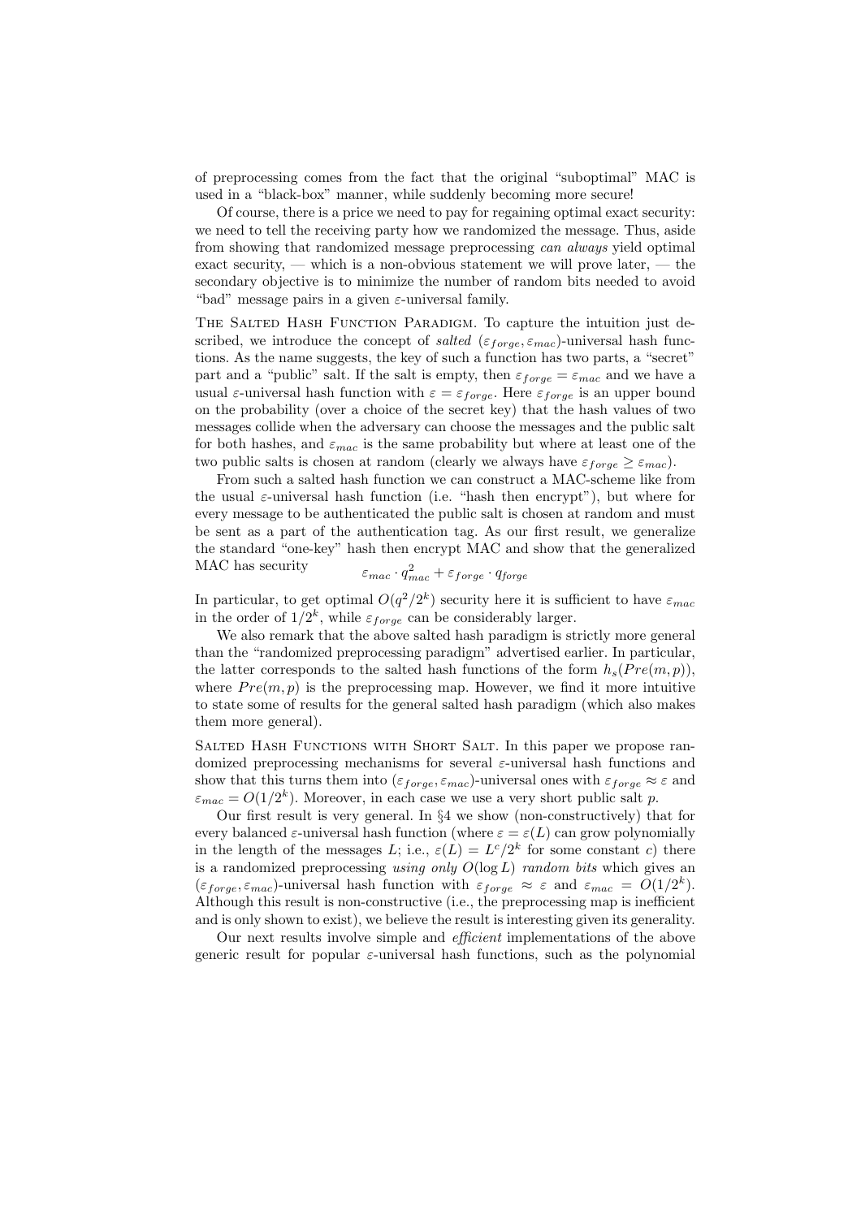of preprocessing comes from the fact that the original "suboptimal" MAC is used in a "black-box" manner, while suddenly becoming more secure!

Of course, there is a price we need to pay for regaining optimal exact security: we need to tell the receiving party how we randomized the message. Thus, aside from showing that randomized message preprocessing *can always* yield optimal exact security, — which is a non-obvious statement we will prove later, — the secondary objective is to minimize the number of random bits needed to avoid "bad" message pairs in a given $\varepsilon$-universal family.

**The Salted Hash Function Paradigm.** To capture the intuition just described, we introduce the concept of *salted* $(\varepsilon_{forge}, \varepsilon_{mac})$-universal hash functions. As the name suggests, the key of such a function has two parts, a "secret" part and a "public" salt. If the salt is empty, then $\varepsilon_{forge} = \varepsilon_{mac}$ and we have a usual $\varepsilon$-universal hash function with $\varepsilon = \varepsilon_{forge}$. Here $\varepsilon_{forge}$ is an upper bound on the probability (over a choice of the secret key) that the hash values of two messages collide when the adversary can choose the messages and the public salt for both hashes, and $\varepsilon_{mac}$ is the same probability but where at least one of the two public salts is chosen at random (clearly we always have $\varepsilon_{forge} \geq \varepsilon_{mac}$).

From such a salted hash function we can construct a MAC-scheme like from the usual $\varepsilon$-universal hash function (i.e. "hash then encrypt"), but where for every message to be authenticated the public salt is chosen at random and must be sent as a part of the authentication tag. As our first result, we generalize the standard "one-key" hash then encrypt MAC and show that the generalized MAC has security

$$\varepsilon_{mac} \cdot q_{mac}^2 + \varepsilon_{forge} \cdot q_{forge}$$

In particular, to get optimal $O(q^2/2^k)$ security here it is sufficient to have $\varepsilon_{mac}$ in the order of $1/2^k$, while $\varepsilon_{forge}$ can be considerably larger.

We also remark that the above salted hash paradigm is strictly more general than the "randomized preprocessing paradigm" advertised earlier. In particular, the latter corresponds to the salted hash functions of the form $h_s(Pre(m, p))$, where $Pre(m, p)$ is the preprocessing map. However, we find it more intuitive to state some of results for the general salted hash paradigm (which also makes them more general).

**Salted Hash Functions with Short Salt.** In this paper we propose randomized preprocessing mechanisms for several $\varepsilon$-universal hash functions and show that this turns them into $(\varepsilon_{forge}, \varepsilon_{mac})$-universal ones with $\varepsilon_{forge} \approx \varepsilon$ and $\varepsilon_{mac} = O(1/2^k)$. Moreover, in each case we use a very short public salt $p$.

Our first result is very general. In §4 we show (non-constructively) that for every balanced $\varepsilon$-universal hash function (where $\varepsilon = \varepsilon(L)$ can grow polynomially in the length of the messages $L$; i.e., $\varepsilon(L) = L^c/2^k$ for some constant $c$) there is a randomized preprocessing *using only* $O(\log L)$ *random bits* which gives an $(\varepsilon_{forge}, \varepsilon_{mac})$-universal hash function with $\varepsilon_{forge} \approx \varepsilon$ and $\varepsilon_{mac} = O(1/2^k)$. Although this result is non-constructive (i.e., the preprocessing map is inefficient and is only shown to exist), we believe the result is interesting given its generality.

Our next results involve simple and *efficient* implementations of the above generic result for popular $\varepsilon$-universal hash functions, such as the polynomial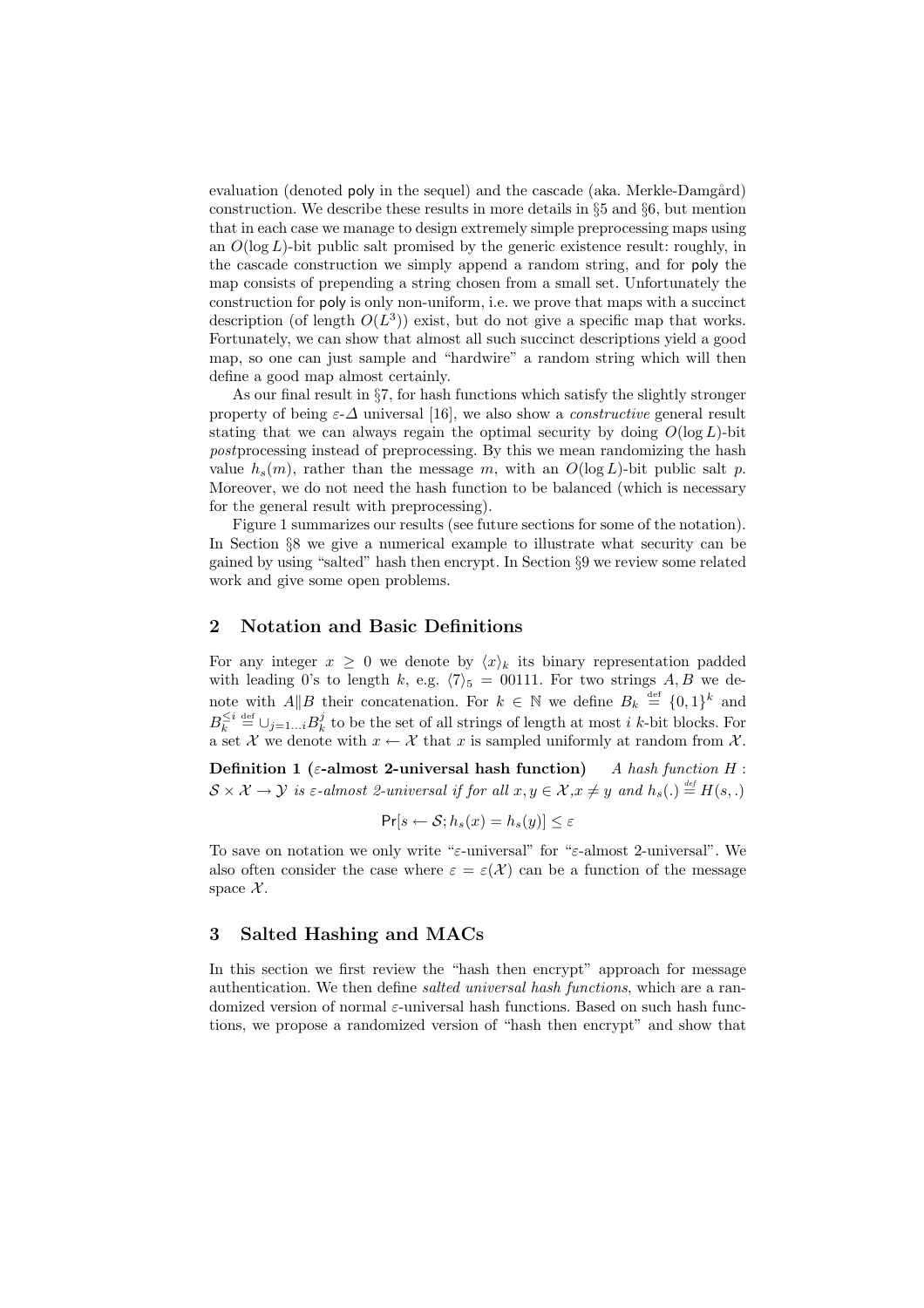evaluation (denoted poly in the sequel) and the cascade (aka. Merkle-Damgård) construction. We describe these results in more details in §5 and §6, but mention that in each case we manage to design extremely simple preprocessing maps using an $O(\log L)$-bit public salt promised by the generic existence result: roughly, in the cascade construction we simply append a random string, and for poly the map consists of prepending a string chosen from a small set. Unfortunately the construction for poly is only non-uniform, i.e. we prove that maps with a succinct description (of length $O(L^3)$) exist, but do not give a specific map that works. Fortunately, we can show that almost all such succinct descriptions yield a good map, so one can just sample and "hardwire" a random string which will then define a good map almost certainly.

As our final result in §7, for hash functions which satisfy the slightly stronger property of being $\varepsilon$-$\Delta$ universal [16], we also show a *constructive* general result stating that we can always regain the optimal security by doing $O(\log L)$-bit *post*processing instead of preprocessing. By this we mean randomizing the hash value $h_s(m)$, rather than the message $m$, with an $O(\log L)$-bit public salt $p$. Moreover, we do not need the hash function to be balanced (which is necessary for the general result with preprocessing).

Figure 1 summarizes our results (see future sections for some of the notation). In Section §8 we give a numerical example to illustrate what security can be gained by using "salted" hash then encrypt. In Section §9 we review some related work and give some open problems.

## 2 Notation and Basic Definitions

For any integer $x \geq 0$ we denote by $\langle x \rangle_k$ its binary representation padded with leading 0's to length $k$, e.g. $\langle 7 \rangle_5 = 00111$. For two strings $A, B$ we denote with $A \| B$ their concatenation. For $k \in \mathbb{N}$ we define $B_k \stackrel{\text{def}}{=} \{0,1\}^k$ and $B_k^{\leq i} \stackrel{\text{def}}{=} \cup_{j=1\ldots i} B_k^j$ to be the set of all strings of length at most $i$ $k$-bit blocks. For a set $\mathcal{X}$ we denote with $x \leftarrow \mathcal{X}$ that $x$ is sampled uniformly at random from $\mathcal{X}$.

**Definition 1 ($\varepsilon$-almost 2-universal hash function)** *A hash function $H : \mathcal{S} \times \mathcal{X} \to \mathcal{Y}$ is $\varepsilon$-almost 2-universal if for all $x, y \in \mathcal{X}, x \neq y$ and $h_s(.) \stackrel{\text{def}}{=} H(s, .)$*

$$\mathsf{Pr}[s \leftarrow \mathcal{S}; h_s(x) = h_s(y)] \leq \varepsilon$$

To save on notation we only write "$\varepsilon$-universal" for "$\varepsilon$-almost 2-universal". We also often consider the case where $\varepsilon = \varepsilon(\mathcal{X})$ can be a function of the message space $\mathcal{X}$.

## 3 Salted Hashing and MACs

In this section we first review the "hash then encrypt" approach for message authentication. We then define *salted universal hash functions*, which are a randomized version of normal $\varepsilon$-universal hash functions. Based on such hash functions, we propose a randomized version of "hash then encrypt" and show that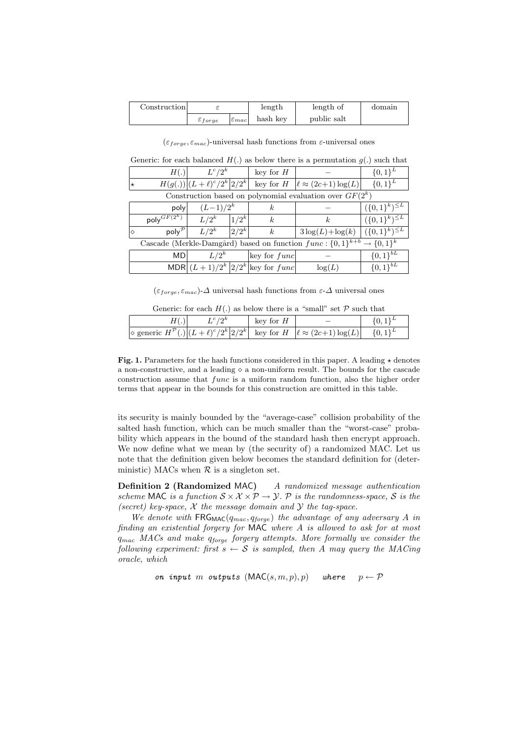| Construction | $\varepsilon$ | | length | length of | domain |
|---|---|---|---|---|---|
| | $\varepsilon_{forge}$ | $\varepsilon_{mac}$ | hash key | public salt | |
| **$(\varepsilon_{forge}, \varepsilon_{mac})$-universal hash functions from $\varepsilon$-universal ones** | | | | | |
| Generic: for each balanced $H(.)$ as below there is a permutation $g(.)$ such that | | | | | |
| $H(.)$ | $L^c/2^k$ | | key for $H$ | $-$ | $\{0,1\}^L$ |
| $\star$ $H(g(.))$ | $(L+\ell)^c/2^k$ | $2/2^k$ | key for $H$ | $\ell \approx (2c+1)\log(L)$ | $\{0,1\}^L$ |
| Construction based on polynomial evaluation over $GF(2^k)$ | | | | | |
| poly | $(L-1)/2^k$ | | $k$ | $-$ | $(\{0,1\}^k)^{\leq L}$ |
| $\mathsf{poly}^{GF(2^k)}$ | $L/2^k$ | $1/2^k$ | $k$ | $k$ | $(\{0,1\}^k)^{\leq L}$ |
| $\diamond$ $\mathsf{poly}^{\mathcal{P}}$ | $L/2^k$ | $2/2^k$ | $k$ | $3\log(L)+\log(k)$ | $(\{0,1\}^k)^{\leq L}$ |
| Cascade (Merkle-Damgård) based on function $func : \{0,1\}^{k+b} \rightarrow \{0,1\}^k$ | | | | | |
| MD | $L/2^k$ | | key for $func$ | $-$ | $\{0,1\}^{bL}$ |
| MDR | $(L+1)/2^k$ | $2/2^k$ | key for $func$ | $\log(L)$ | $\{0,1\}^{bL}$ |
| **$(\varepsilon_{forge}, \varepsilon_{mac})$-$\Delta$ universal hash functions from $\varepsilon$-$\Delta$ universal ones** | | | | | |
| Generic: for each $H(.)$ as below there is a "small" set $\mathcal{P}$ such that | | | | | |
| $H(.)$ | $L^c/2^k$ | | key for $H$ | $-$ | $\{0,1\}^L$ |
| $\diamond$ generic $H^{\mathcal{P}}(.)$ | $(L+\ell)^c/2^k$ | $2/2^k$ | key for $H$ | $\ell \approx (2c+1)\log(L)$ | $\{0,1\}^L$ |

**Fig. 1.** Parameters for the hash functions considered in this paper. A leading $\star$ denotes a non-constructive, and a leading $\diamond$ a non-uniform result. The bounds for the cascade construction assume that $func$ is a uniform random function, also the higher order terms that appear in the bounds for this construction are omitted in this table.

its security is mainly bounded by the "average-case" collision probability of the salted hash function, which can be much smaller than the "worst-case" probability which appears in the bound of the standard hash then encrypt approach. We now define what we mean by (the security of) a randomized MAC. Let us note that the definition given below becomes the standard definition for (deterministic) MACs when $\mathcal{R}$ is a singleton set.

**Definition 2 (Randomized MAC)** *A randomized message authentication scheme* MAC *is a function $\mathcal{S} \times \mathcal{X} \times \mathcal{P} \rightarrow \mathcal{Y}$. $\mathcal{P}$ is the randomness-space, $\mathcal{S}$ is the (secret) key-space, $\mathcal{X}$ the message domain and $\mathcal{Y}$ the tag-space.*

*We denote with $\mathsf{FRG}_{\mathsf{MAC}}(q_{mac}, q_{forge})$ the advantage of any adversary $A$ in finding an existential forgery for* MAC *where $A$ is allowed to ask for at most $q_{mac}$ MACs and make $q_{forge}$ forgery attempts. More formally we consider the following experiment: first $s \leftarrow \mathcal{S}$ is sampled, then $A$ may query the MACing oracle, which*

$$\textit{on input } m \textit{ outputs } (\mathsf{MAC}(s, m, p), p) \quad \textit{where} \quad p \leftarrow \mathcal{P}$$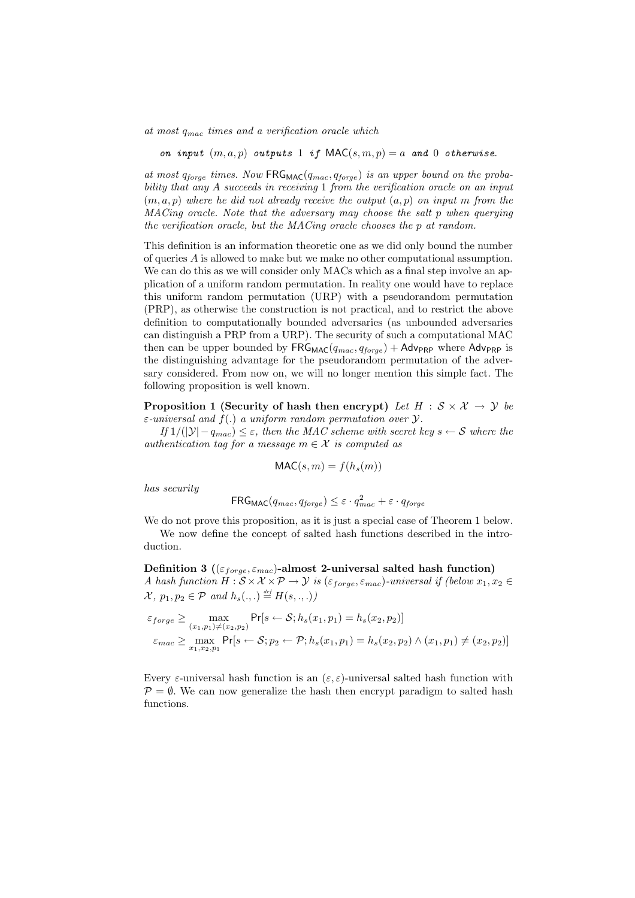*at most $q_{mac}$ times and a verification oracle which*

*on input $(m, a, p)$ outputs 1 if $\mathsf{MAC}(s, m, p) = a$ and 0 otherwise.*

*at most $q_{forge}$ times. Now $\mathsf{FRG}_{\mathsf{MAC}}(q_{mac}, q_{forge})$ is an upper bound on the probability that any $A$ succeeds in receiving 1 from the verification oracle on an input $(m, a, p)$ where he did not already receive the output $(a, p)$ on input $m$ from the MACing oracle. Note that the adversary may choose the salt $p$ when querying the verification oracle, but the MACing oracle chooses the $p$ at random.*

This definition is an information theoretic one as we did only bound the number of queries $A$ is allowed to make but we make no other computational assumption. We can do this as we will consider only MACs which as a final step involve an application of a uniform random permutation. In reality one would have to replace this uniform random permutation (URP) with a pseudorandom permutation (PRP), as otherwise the construction is not practical, and to restrict the above definition to computationally bounded adversaries (as unbounded adversaries can distinguish a PRP from a URP). The security of such a computational MAC then can be upper bounded by $\mathsf{FRG}_{\mathsf{MAC}}(q_{mac}, q_{forge}) + \mathsf{Adv}_{\mathsf{PRP}}$ where $\mathsf{Adv}_{\mathsf{PRP}}$ is the distinguishing advantage for the pseudorandom permutation of the adversary considered. From now on, we will no longer mention this simple fact. The following proposition is well known.

**Proposition 1 (Security of hash then encrypt)** *Let $H : \mathcal{S} \times \mathcal{X} \to \mathcal{Y}$ be $\varepsilon$-universal and $f(.)$ a uniform random permutation over $\mathcal{Y}$.*

*If $1/(|\mathcal{Y}| - q_{mac}) \leq \varepsilon$, then the MAC scheme with secret key $s \leftarrow \mathcal{S}$ where the authentication tag for a message $m \in \mathcal{X}$ is computed as*

$$\mathsf{MAC}(s, m) = f(h_s(m))$$

*has security*

$$\mathsf{FRG}_{\mathsf{MAC}}(q_{mac}, q_{forge}) \leq \varepsilon \cdot q_{mac}^2 + \varepsilon \cdot q_{forge}$$

We do not prove this proposition, as it is just a special case of Theorem 1 below.

We now define the concept of salted hash functions described in the introduction.

**Definition 3 ($(\varepsilon_{forge}, \varepsilon_{mac})$-almost 2-universal salted hash function)** *A hash function $H : \mathcal{S} \times \mathcal{X} \times \mathcal{P} \to \mathcal{Y}$ is $(\varepsilon_{forge}, \varepsilon_{mac})$-universal if (below $x_1, x_2 \in \mathcal{X}$, $p_1, p_2 \in \mathcal{P}$ and $h_s(.,.) \stackrel{def}{=} H(s,.,.)$)*

$$\varepsilon_{forge} \geq \max_{(x_1,p_1) \neq (x_2,p_2)} \Pr[s \leftarrow \mathcal{S}; h_s(x_1, p_1) = h_s(x_2, p_2)]$$

$$\varepsilon_{mac} \geq \max_{x_1,x_2,p_1} \Pr[s \leftarrow \mathcal{S}; p_2 \leftarrow \mathcal{P}; h_s(x_1, p_1) = h_s(x_2, p_2) \wedge (x_1, p_1) \neq (x_2, p_2)]$$

Every $\varepsilon$-universal hash function is an $(\varepsilon, \varepsilon)$-universal salted hash function with $\mathcal{P} = \emptyset$. We can now generalize the hash then encrypt paradigm to salted hash functions.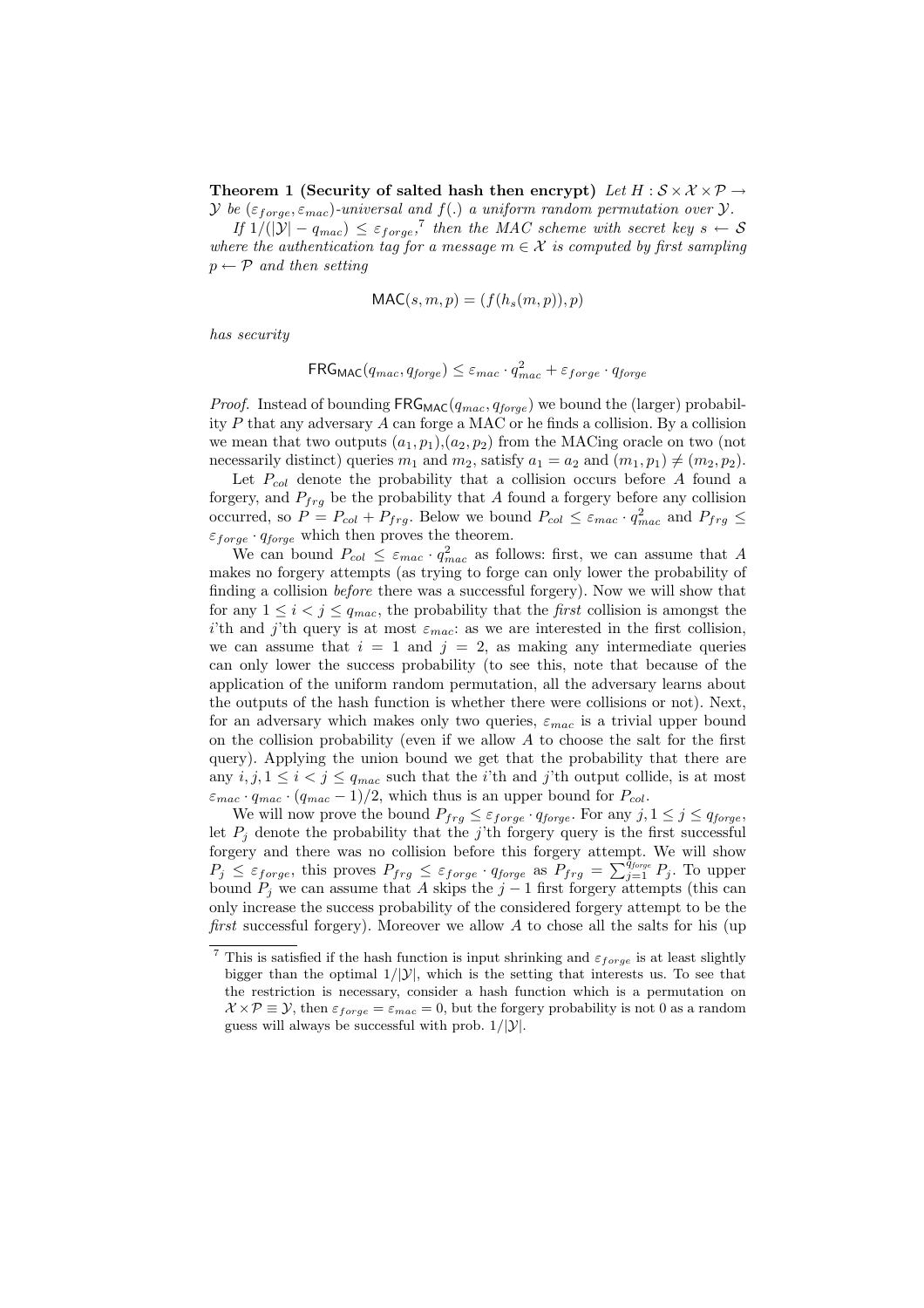**Theorem 1 (Security of salted hash then encrypt)** *Let $H : \mathcal{S} \times \mathcal{X} \times \mathcal{P} \rightarrow \mathcal{Y}$ be $(\varepsilon_{forge}, \varepsilon_{mac})$-universal and $f(.)$ a uniform random permutation over $\mathcal{Y}$.*

*If $1/(|\mathcal{Y}| - q_{mac}) \leq \varepsilon_{forge}$,*[7] *then the MAC scheme with secret key $s \leftarrow \mathcal{S}$ where the authentication tag for a message $m \in \mathcal{X}$ is computed by first sampling $p \leftarrow \mathcal{P}$ and then setting*

$$\mathsf{MAC}(s, m, p) = (f(h_s(m, p)), p)$$

*has security*

$$\mathsf{FRG}_{\mathsf{MAC}}(q_{mac}, q_{forge}) \leq \varepsilon_{mac} \cdot q_{mac}^2 + \varepsilon_{forge} \cdot q_{forge}$$

*Proof.* Instead of bounding $\mathsf{FRG}_{\mathsf{MAC}}(q_{mac}, q_{forge})$ we bound the (larger) probability $P$ that any adversary $A$ can forge a MAC or he finds a collision. By a collision we mean that two outputs $(a_1, p_1)$,$(a_2, p_2)$ from the MACing oracle on two (not necessarily distinct) queries $m_1$ and $m_2$, satisfy $a_1 = a_2$ and $(m_1, p_1) \neq (m_2, p_2)$.

Let $P_{col}$ denote the probability that a collision occurs before $A$ found a forgery, and $P_{frg}$ be the probability that $A$ found a forgery before any collision occurred, so $P = P_{col} + P_{frg}$. Below we bound $P_{col} \leq \varepsilon_{mac} \cdot q_{mac}^2$ and $P_{frg} \leq \varepsilon_{forge} \cdot q_{forge}$ which then proves the theorem.

We can bound $P_{col} \leq \varepsilon_{mac} \cdot q_{mac}^2$ as follows: first, we can assume that $A$ makes no forgery attempts (as trying to forge can only lower the probability of finding a collision *before* there was a successful forgery). Now we will show that for any $1 \leq i < j \leq q_{mac}$, the probability that the *first* collision is amongst the $i$'th and $j$'th query is at most $\varepsilon_{mac}$: as we are interested in the first collision, we can assume that $i = 1$ and $j = 2$, as making any intermediate queries can only lower the success probability (to see this, note that because of the application of the uniform random permutation, all the adversary learns about the outputs of the hash function is whether there were collisions or not). Next, for an adversary which makes only two queries, $\varepsilon_{mac}$ is a trivial upper bound on the collision probability (even if we allow $A$ to choose the salt for the first query). Applying the union bound we get that the probability that there are any $i, j, 1 \leq i < j \leq q_{mac}$ such that the $i$'th and $j$'th output collide, is at most $\varepsilon_{mac} \cdot q_{mac} \cdot (q_{mac} - 1)/2$, which thus is an upper bound for $P_{col}$.

We will now prove the bound $P_{frg} \leq \varepsilon_{forge} \cdot q_{forge}$. For any $j, 1 \leq j \leq q_{forge}$, let $P_j$ denote the probability that the $j$'th forgery query is the first successful forgery and there was no collision before this forgery attempt. We will show $P_j \leq \varepsilon_{forge}$, this proves $P_{frg} \leq \varepsilon_{forge} \cdot q_{forge}$ as $P_{frg} = \sum_{j=1}^{q_{forge}} P_j$. To upper bound $P_j$ we can assume that $A$ skips the $j - 1$ first forgery attempts (this can only increase the success probability of the considered forgery attempt to be the *first* successful forgery). Moreover we allow $A$ to chose all the salts for his (up

---

[7] This is satisfied if the hash function is input shrinking and $\varepsilon_{forge}$ is at least slightly bigger than the optimal $1/|\mathcal{Y}|$, which is the setting that interests us. To see that the restriction is necessary, consider a hash function which is a permutation on $\mathcal{X} \times \mathcal{P} \equiv \mathcal{Y}$, then $\varepsilon_{forge} = \varepsilon_{mac} = 0$, but the forgery probability is not 0 as a random guess will always be successful with prob. $1/|\mathcal{Y}|$.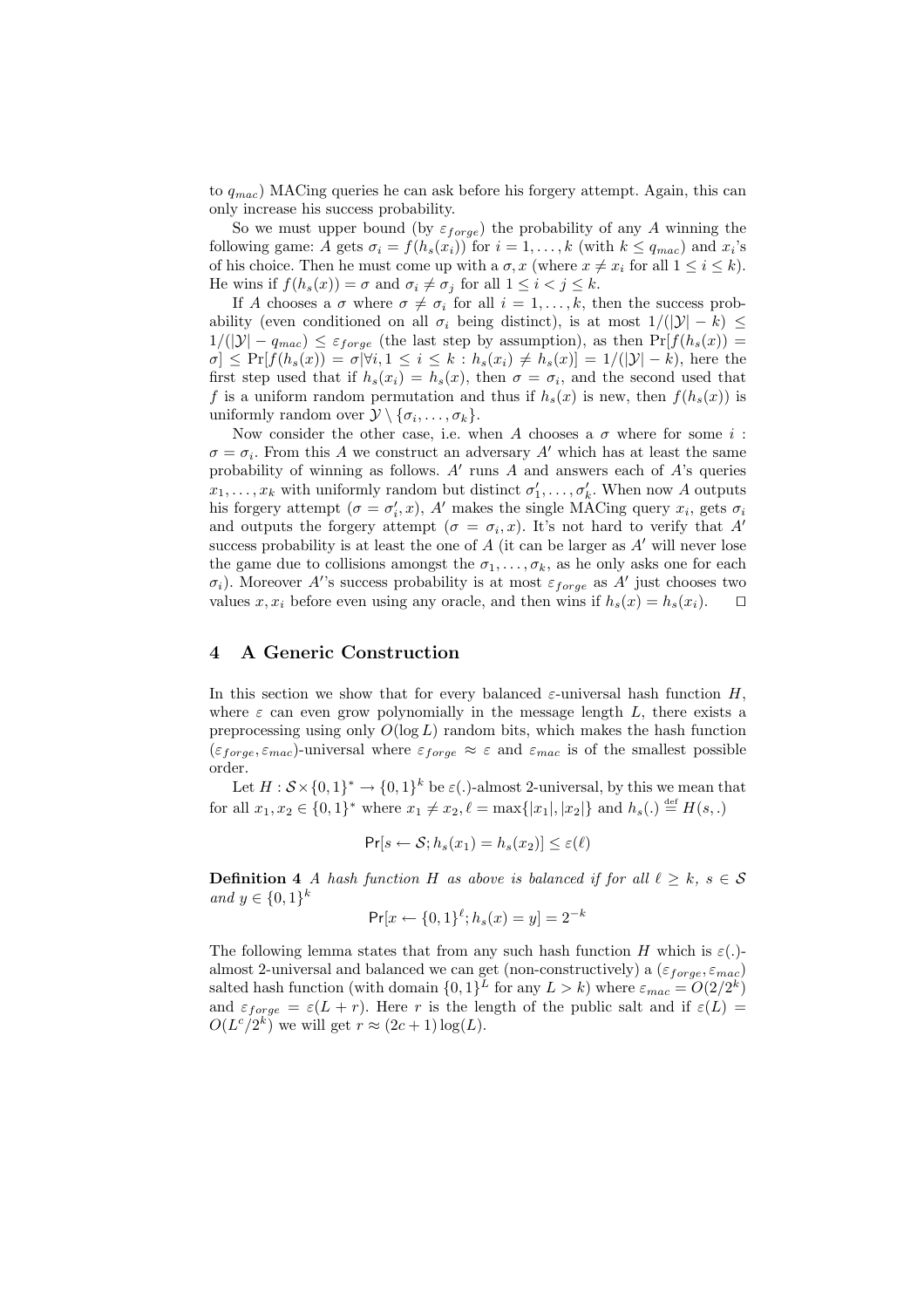to $q_{mac}$) MACing queries he can ask before his forgery attempt. Again, this can only increase his success probability.

So we must upper bound (by $\varepsilon_{forge}$) the probability of any $A$ winning the following game: $A$ gets $\sigma_i = f(h_s(x_i))$ for $i = 1, \ldots, k$ (with $k \leq q_{mac}$) and $x_i$'s of his choice. Then he must come up with a $\sigma, x$ (where $x \neq x_i$ for all $1 \leq i \leq k$). He wins if $f(h_s(x)) = \sigma$ and $\sigma_i \neq \sigma_j$ for all $1 \leq i < j \leq k$.

If $A$ chooses a $\sigma$ where $\sigma \neq \sigma_i$ for all $i = 1, \ldots, k$, then the success probability (even conditioned on all $\sigma_i$ being distinct), is at most $1/(|\mathcal{Y}| - k) \leq 1/(|\mathcal{Y}| - q_{mac}) \leq \varepsilon_{forge}$ (the last step by assumption), as then $\Pr[f(h_s(x)) = \sigma] \leq \Pr[f(h_s(x)) = \sigma | \forall i, 1 \leq i \leq k : h_s(x_i) \neq h_s(x)] = 1/(|\mathcal{Y}| - k)$, here the first step used that if $h_s(x_i) = h_s(x)$, then $\sigma = \sigma_i$, and the second used that $f$ is a uniform random permutation and thus if $h_s(x)$ is new, then $f(h_s(x))$ is uniformly random over $\mathcal{Y} \setminus \{\sigma_i, \ldots, \sigma_k\}$.

Now consider the other case, i.e. when $A$ chooses a $\sigma$ where for some $i$ : $\sigma = \sigma_i$. From this $A$ we construct an adversary $A'$ which has at least the same probability of winning as follows. $A'$ runs $A$ and answers each of $A$'s queries $x_1, \ldots, x_k$ with uniformly random but distinct $\sigma'_1, \ldots, \sigma'_k$. When now $A$ outputs his forgery attempt ($\sigma = \sigma'_i, x$), $A'$ makes the single MACing query $x_i$, gets $\sigma_i$ and outputs the forgery attempt ($\sigma = \sigma_i, x$). It's not hard to verify that $A'$ success probability is at least the one of $A$ (it can be larger as $A'$ will never lose the game due to collisions amongst the $\sigma_1, \ldots, \sigma_k$, as he only asks one for each $\sigma_i$). Moreover $A'$'s success probability is at most $\varepsilon_{forge}$ as $A'$ just chooses two values $x, x_i$ before even using any oracle, and then wins if $h_s(x) = h_s(x_i)$. $\square$

## 4 A Generic Construction

In this section we show that for every balanced $\varepsilon$-universal hash function $H$, where $\varepsilon$ can even grow polynomially in the message length $L$, there exists a preprocessing using only $O(\log L)$ random bits, which makes the hash function $(\varepsilon_{forge}, \varepsilon_{mac})$-universal where $\varepsilon_{forge} \approx \varepsilon$ and $\varepsilon_{mac}$ is of the smallest possible order.

Let $H : \mathcal{S} \times \{0,1\}^* \rightarrow \{0,1\}^k$ be $\varepsilon(.)$-almost 2-universal, by this we mean that for all $x_1, x_2 \in \{0,1\}^*$ where $x_1 \neq x_2, \ell = \max\{|x_1|, |x_2|\}$ and $h_s(.) \stackrel{\text{def}}{=} H(s, .)$

$$\mathsf{Pr}[s \leftarrow \mathcal{S}; h_s(x_1) = h_s(x_2)] \leq \varepsilon(\ell)$$

**Definition 4** *A hash function $H$ as above is balanced if for all $\ell \geq k$, $s \in \mathcal{S}$ and $y \in \{0,1\}^k$*

$$\mathsf{Pr}[x \leftarrow \{0,1\}^\ell; h_s(x) = y] = 2^{-k}$$

The following lemma states that from any such hash function $H$ which is $\varepsilon(.)$-almost 2-universal and balanced we can get (non-constructively) a $(\varepsilon_{forge}, \varepsilon_{mac})$ salted hash function (with domain $\{0,1\}^L$ for any $L > k$) where $\varepsilon_{mac} = O(2/2^k)$ and $\varepsilon_{forge} = \varepsilon(L + r)$. Here $r$ is the length of the public salt and if $\varepsilon(L) = O(L^c/2^k)$ we will get $r \approx (2c + 1)\log(L)$.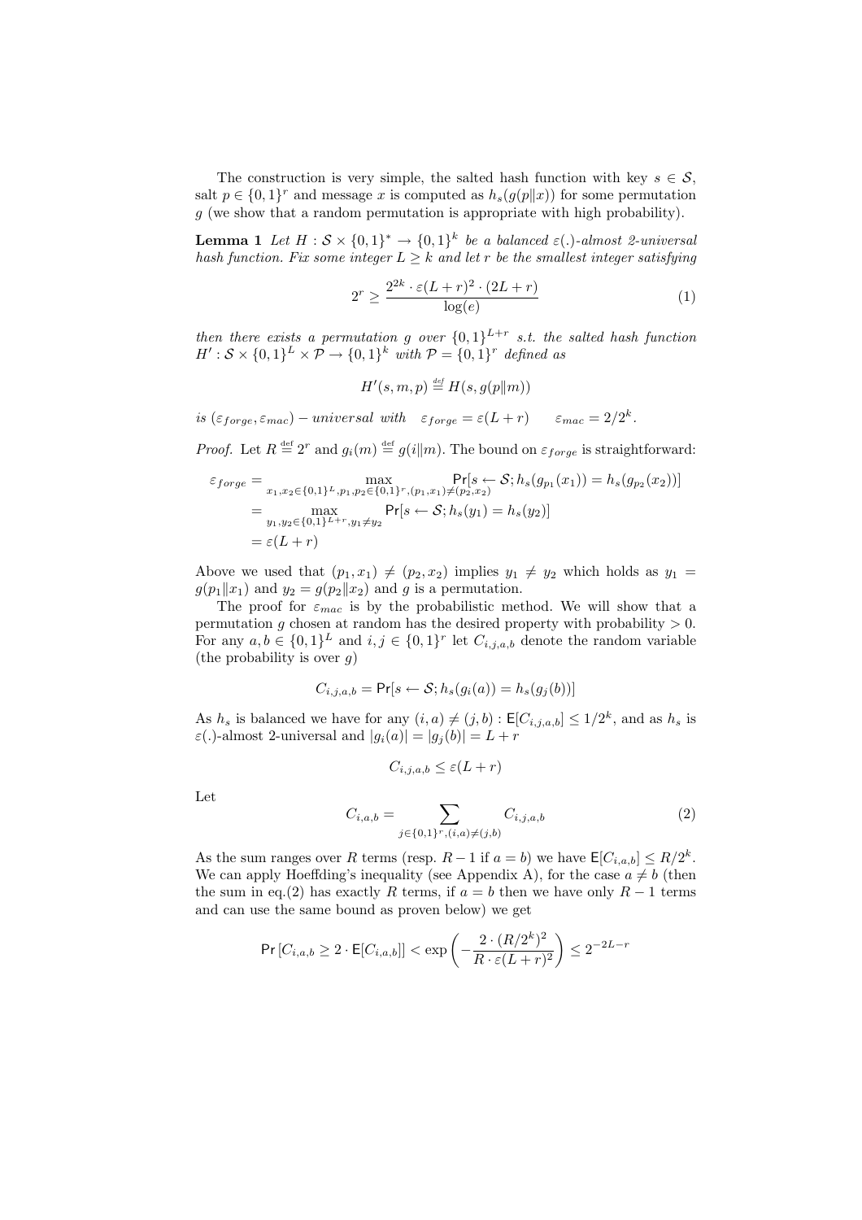The construction is very simple, the salted hash function with key $s \in \mathcal{S}$, salt $p \in \{0,1\}^r$ and message $x$ is computed as $h_s(g(p\|x))$ for some permutation $g$ (we show that a random permutation is appropriate with high probability).

**Lemma 1** *Let $H : \mathcal{S} \times \{0,1\}^* \to \{0,1\}^k$ be a balanced $\varepsilon(.)$-almost 2-universal hash function. Fix some integer $L \geq k$ and let $r$ be the smallest integer satisfying*

$$2^r \geq \frac{2^{2k} \cdot \varepsilon(L+r)^2 \cdot (2L+r)}{\log(e)} \tag{1}$$

*then there exists a permutation $g$ over $\{0,1\}^{L+r}$ s.t. the salted hash function $H' : \mathcal{S} \times \{0,1\}^L \times \mathcal{P} \to \{0,1\}^k$ with $\mathcal{P} = \{0,1\}^r$ defined as*

$$H'(s, m, p) \stackrel{\text{def}}{=} H(s, g(p\|m))$$

*is $(\varepsilon_{forge}, \varepsilon_{mac}) - universal$ with $\quad \varepsilon_{forge} = \varepsilon(L+r) \qquad \varepsilon_{mac} = 2/2^k$.*

*Proof.* Let $R \stackrel{\text{def}}{=} 2^r$ and $g_i(m) \stackrel{\text{def}}{=} g(i\|m)$. The bound on $\varepsilon_{forge}$ is straightforward:

$$\begin{aligned}
\varepsilon_{forge} &= \max_{x_1, x_2 \in \{0,1\}^L, p_1, p_2 \in \{0,1\}^r, (p_1, x_1) \neq (p_2, x_2)} \Pr[s \leftarrow \mathcal{S}; h_s(g_{p_1}(x_1)) = h_s(g_{p_2}(x_2))] \\
&= \max_{y_1, y_2 \in \{0,1\}^{L+r}, y_1 \neq y_2} \Pr[s \leftarrow \mathcal{S}; h_s(y_1) = h_s(y_2)] \\
&= \varepsilon(L+r)
\end{aligned}$$

Above we used that $(p_1, x_1) \neq (p_2, x_2)$ implies $y_1 \neq y_2$ which holds as $y_1 = g(p_1\|x_1)$ and $y_2 = g(p_2\|x_2)$ and $g$ is a permutation.

The proof for $\varepsilon_{mac}$ is by the probabilistic method. We will show that a permutation $g$ chosen at random has the desired property with probability $> 0$. For any $a, b \in \{0,1\}^L$ and $i, j \in \{0,1\}^r$ let $C_{i,j,a,b}$ denote the random variable (the probability is over $g$)

$$C_{i,j,a,b} = \Pr[s \leftarrow \mathcal{S}; h_s(g_i(a)) = h_s(g_j(b))]$$

As $h_s$ is balanced we have for any $(i, a) \neq (j, b) : \mathsf{E}[C_{i,j,a,b}] \leq 1/2^k$, and as $h_s$ is $\varepsilon(.)$-almost 2-universal and $|g_i(a)| = |g_j(b)| = L + r$

$$C_{i,j,a,b} \leq \varepsilon(L+r)$$

Let

$$C_{i,a,b} = \sum_{j \in \{0,1\}^r, (i,a) \neq (j,b)} C_{i,j,a,b} \tag{2}$$

As the sum ranges over $R$ terms (resp. $R-1$ if $a = b$) we have $\mathsf{E}[C_{i,a,b}] \leq R/2^k$. We can apply Hoeffding's inequality (see Appendix A), for the case $a \neq b$ (then the sum in eq.(2) has exactly $R$ terms, if $a = b$ then we have only $R-1$ terms and can use the same bound as proven below) we get

$$\Pr\left[C_{i,a,b} \geq 2 \cdot \mathsf{E}[C_{i,a,b}]\right] < \exp\left(-\frac{2 \cdot (R/2^k)^2}{R \cdot \varepsilon(L+r)^2}\right) \leq 2^{-2L-r}$$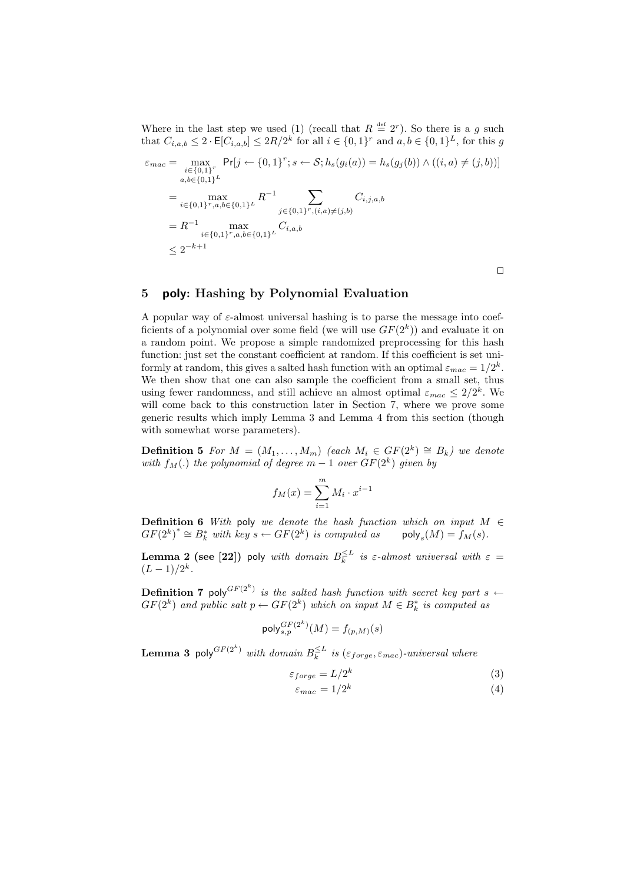Where in the last step we used (1) (recall that $R \stackrel{\text{def}}{=} 2^r$). So there is a $g$ such that $C_{i,a,b} \leq 2 \cdot \mathsf{E}[C_{i,a,b}] \leq 2R/2^k$ for all $i \in \{0,1\}^r$ and $a, b \in \{0,1\}^L$, for this $g$

$$
\begin{aligned}
\varepsilon_{mac} &= \max_{\substack{i \in \{0,1\}^r \\ a,b \in \{0,1\}^L}} \mathsf{Pr}[j \leftarrow \{0,1\}^r; s \leftarrow \mathcal{S}; h_s(g_i(a)) = h_s(g_j(b)) \wedge ((i,a) \neq (j,b))] \\
&= \max_{i \in \{0,1\}^r, a,b \in \{0,1\}^L} R^{-1} \sum_{j \in \{0,1\}^r, (i,a) \neq (j,b)} C_{i,j,a,b} \\
&= R^{-1} \max_{i \in \{0,1\}^r, a,b \in \{0,1\}^L} C_{i,a,b} \\
&\leq 2^{-k+1}
\end{aligned}
$$

□

## 5 poly: Hashing by Polynomial Evaluation

A popular way of $\varepsilon$-almost universal hashing is to parse the message into coefficients of a polynomial over some field (we will use $GF(2^k)$) and evaluate it on a random point. We propose a simple randomized preprocessing for this hash function: just set the constant coefficient at random. If this coefficient is set uniformly at random, this gives a salted hash function with an optimal $\varepsilon_{mac} = 1/2^k$. We then show that one can also sample the coefficient from a small set, thus using fewer randomness, and still achieve an almost optimal $\varepsilon_{mac} \leq 2/2^k$. We will come back to this construction later in Section 7, where we prove some generic results which imply Lemma 3 and Lemma 4 from this section (though with somewhat worse parameters).

**Definition 5** *For $M = (M_1, \ldots, M_m)$ (each $M_i \in GF(2^k) \cong B_k$) we denote with $f_M(.)$ the polynomial of degree $m-1$ over $GF(2^k)$ given by*

$$f_M(x) = \sum_{i=1}^{m} M_i \cdot x^{i-1}$$

**Definition 6** *With* $\mathsf{poly}$ *we denote the hash function which on input $M \in GF(2^k)^* \cong B_k^*$ with key $s \leftarrow GF(2^k)$ is computed as* $\mathsf{poly}_s(M) = f_M(s)$.

**Lemma 2 (see [22])** $\mathsf{poly}$ *with domain $B_k^{\leq L}$ is $\varepsilon$-almost universal with $\varepsilon = (L-1)/2^k$.*

**Definition 7** $\mathsf{poly}^{GF(2^k)}$ *is the salted hash function with secret key part $s \leftarrow GF(2^k)$ and public salt $p \leftarrow GF(2^k)$ which on input $M \in B_k^*$ is computed as*

$$\mathsf{poly}_{s,p}^{GF(2^k)}(M) = f_{(p,M)}(s)$$

**Lemma 3** $\mathsf{poly}^{GF(2^k)}$ *with domain $B_k^{\leq L}$ is $(\varepsilon_{forge}, \varepsilon_{mac})$-universal where*

$$\varepsilon_{forge} = L/2^k \tag{3}$$

$$\varepsilon_{mac} = 1/2^k \tag{4}$$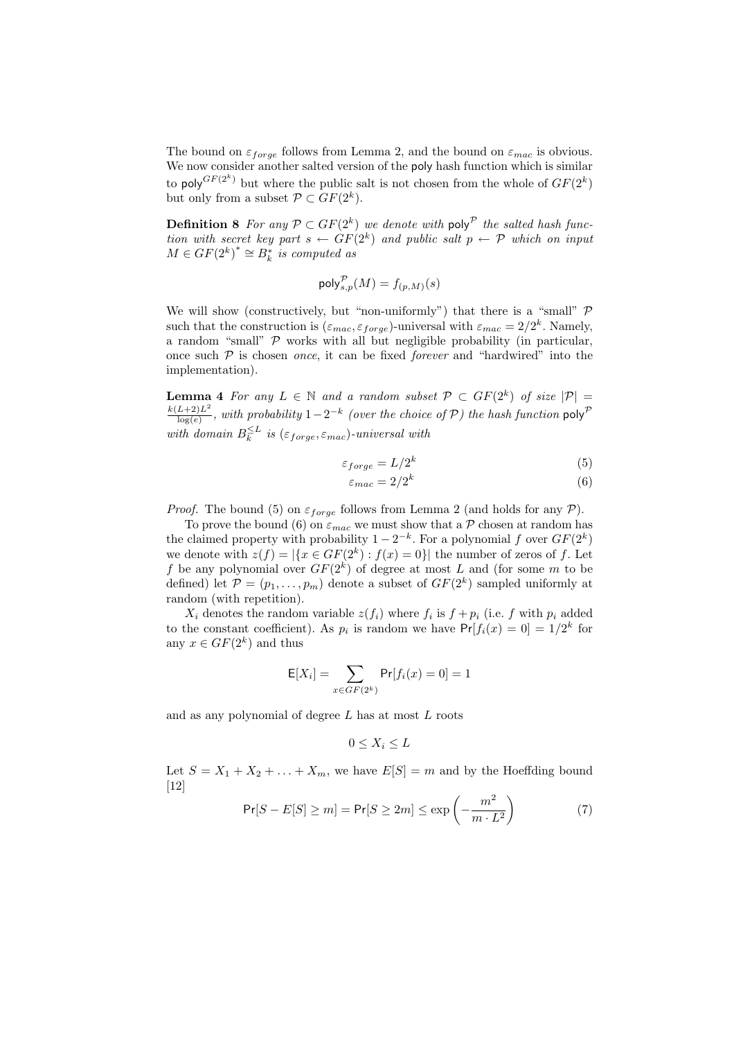The bound on $\varepsilon_{forge}$ follows from Lemma 2, and the bound on $\varepsilon_{mac}$ is obvious. We now consider another salted version of the $\mathsf{poly}$ hash function which is similar to $\mathsf{poly}^{GF(2^k)}$ but where the public salt is not chosen from the whole of $GF(2^k)$ but only from a subset $\mathcal{P} \subset GF(2^k)$.

**Definition 8** *For any $\mathcal{P} \subset GF(2^k)$ we denote with $\mathsf{poly}^{\mathcal{P}}$ the salted hash function with secret key part $s \leftarrow GF(2^k)$ and public salt $p \leftarrow \mathcal{P}$ which on input $M \in GF(2^k)^* \cong B_k^*$ is computed as*

$$\mathsf{poly}^{\mathcal{P}}_{s,p}(M) = f_{(p,M)}(s)$$

We will show (constructively, but "non-uniformly") that there is a "small" $\mathcal{P}$ such that the construction is $(\varepsilon_{mac}, \varepsilon_{forge})$-universal with $\varepsilon_{mac} = 2/2^k$. Namely, a random "small" $\mathcal{P}$ works with all but negligible probability (in particular, once such $\mathcal{P}$ is chosen *once*, it can be fixed *forever* and "hardwired" into the implementation).

**Lemma 4** *For any $L \in \mathbb{N}$ and a random subset $\mathcal{P} \subset GF(2^k)$ of size $|\mathcal{P}| = \frac{k(L+2)L^2}{\log(e)}$, with probability $1 - 2^{-k}$ (over the choice of $\mathcal{P}$) the hash function $\mathsf{poly}^{\mathcal{P}}$ with domain $B_k^{\leq L}$ is $(\varepsilon_{forge}, \varepsilon_{mac})$-universal with*

$$\varepsilon_{forge} = L/2^k \tag{5}$$

$$\varepsilon_{mac} = 2/2^k \tag{6}$$

*Proof.* The bound (5) on $\varepsilon_{forge}$ follows from Lemma 2 (and holds for any $\mathcal{P}$).

To prove the bound (6) on $\varepsilon_{mac}$ we must show that a $\mathcal{P}$ chosen at random has the claimed property with probability $1 - 2^{-k}$. For a polynomial $f$ over $GF(2^k)$ we denote with $z(f) = |\{x \in GF(2^k) : f(x) = 0\}|$ the number of zeros of $f$. Let $f$ be any polynomial over $GF(2^k)$ of degree at most $L$ and (for some $m$ to be defined) let $\mathcal{P} = (p_1, \ldots, p_m)$ denote a subset of $GF(2^k)$ sampled uniformly at random (with repetition).

$X_i$ denotes the random variable $z(f_i)$ where $f_i$ is $f + p_i$ (i.e. $f$ with $p_i$ added to the constant coefficient). As $p_i$ is random we have $\Pr[f_i(x) = 0] = 1/2^k$ for any $x \in GF(2^k)$ and thus

$$\mathsf{E}[X_i] = \sum_{x \in GF(2^k)} \Pr[f_i(x) = 0] = 1$$

and as any polynomial of degree $L$ has at most $L$ roots

$$0 \leq X_i \leq L$$

Let $S = X_1 + X_2 + \ldots + X_m$, we have $E[S] = m$ and by the Hoeffding bound [12]

$$\Pr[S - E[S] \geq m] = \Pr[S \geq 2m] \leq \exp\left(-\frac{m^2}{m \cdot L^2}\right) \tag{7}$$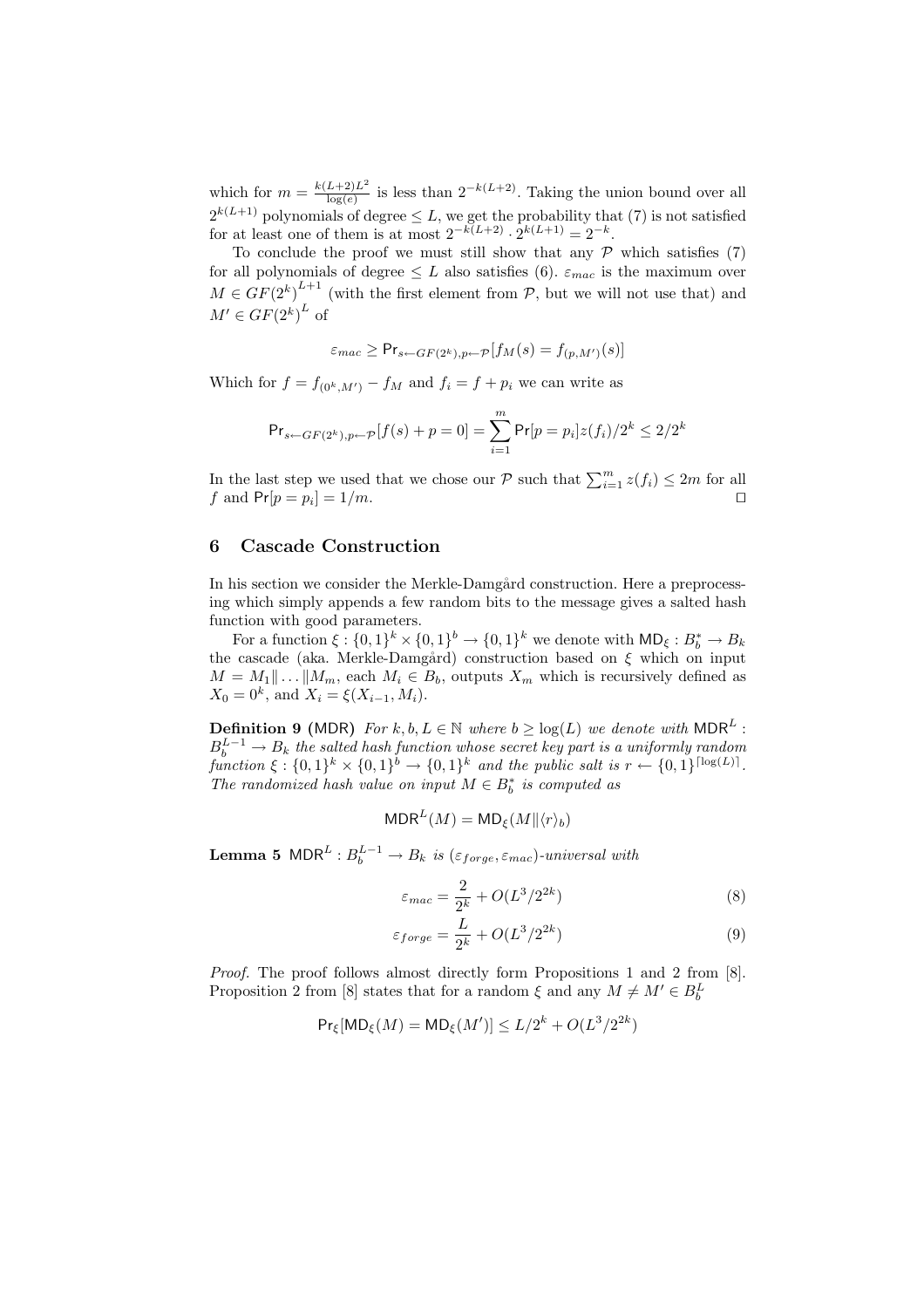which for $m = \frac{k(L+2)L^2}{\log(e)}$ is less than $2^{-k(L+2)}$. Taking the union bound over all $2^{k(L+1)}$ polynomials of degree $\leq L$, we get the probability that (7) is not satisfied for at least one of them is at most $2^{-k(L+2)} \cdot 2^{k(L+1)} = 2^{-k}$.

To conclude the proof we must still show that any $\mathcal{P}$ which satisfies (7) for all polynomials of degree $\leq L$ also satisfies (6). $\varepsilon_{mac}$ is the maximum over $M \in GF(2^k)^{L+1}$ (with the first element from $\mathcal{P}$, but we will not use that) and $M' \in GF(2^k)^L$ of

$$\varepsilon_{mac} \geq \mathsf{Pr}_{s \leftarrow GF(2^k), p \leftarrow \mathcal{P}}[f_M(s) = f_{(p,M')}(s)]$$

Which for $f = f_{(0^k,M')} - f_M$ and $f_i = f + p_i$ we can write as

$$\mathsf{Pr}_{s \leftarrow GF(2^k), p \leftarrow \mathcal{P}}[f(s) + p = 0] = \sum_{i=1}^{m} \mathsf{Pr}[p = p_i] z(f_i)/2^k \leq 2/2^k$$

In the last step we used that we chose our $\mathcal{P}$ such that $\sum_{i=1}^{m} z(f_i) \leq 2m$ for all $f$ and $\mathsf{Pr}[p = p_i] = 1/m$. □

## 6 Cascade Construction

In his section we consider the Merkle-Damgård construction. Here a preprocessing which simply appends a few random bits to the message gives a salted hash function with good parameters.

For a function $\xi : \{0,1\}^k \times \{0,1\}^b \rightarrow \{0,1\}^k$ we denote with $\mathsf{MD}_\xi : B_b^* \rightarrow B_k$ the cascade (aka. Merkle-Damgård) construction based on $\xi$ which on input $M = M_1 \| \ldots \| M_m$, each $M_i \in B_b$, outputs $X_m$ which is recursively defined as $X_0 = 0^k$, and $X_i = \xi(X_{i-1}, M_i)$.

**Definition 9** (MDR) *For $k, b, L \in \mathbb{N}$ where $b \geq \log(L)$ we denote with $\mathsf{MDR}^L : B_b^{L-1} \rightarrow B_k$ the salted hash function whose secret key part is a uniformly random function $\xi : \{0,1\}^k \times \{0,1\}^b \rightarrow \{0,1\}^k$ and the public salt is $r \leftarrow \{0,1\}^{\lceil \log(L) \rceil}$. The randomized hash value on input $M \in B_b^*$ is computed as*

$$\mathsf{MDR}^L(M) = \mathsf{MD}_\xi(M \| \langle r \rangle_b)$$

**Lemma 5** *$\mathsf{MDR}^L : B_b^{L-1} \rightarrow B_k$ is $(\varepsilon_{forge}, \varepsilon_{mac})$-universal with*

$$\varepsilon_{mac} = \frac{2}{2^k} + O(L^3/2^{2k}) \tag{8}$$

$$\varepsilon_{forge} = \frac{L}{2^k} + O(L^3/2^{2k}) \tag{9}$$

*Proof.* The proof follows almost directly form Propositions 1 and 2 from [8]. Proposition 2 from [8] states that for a random $\xi$ and any $M \neq M' \in B_b^L$

$$\mathsf{Pr}_\xi[\mathsf{MD}_\xi(M) = \mathsf{MD}_\xi(M')] \leq L/2^k + O(L^3/2^{2k})$$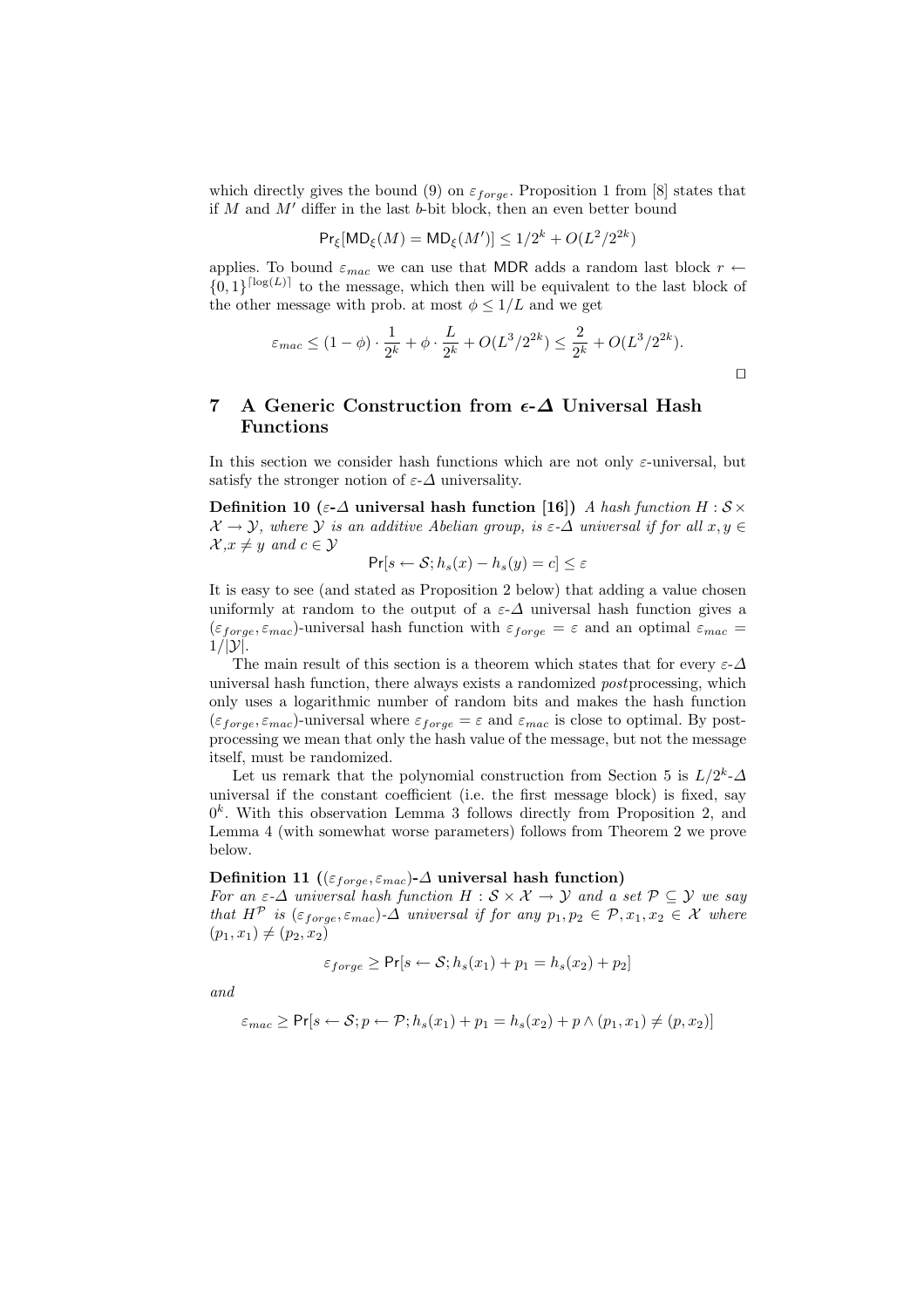which directly gives the bound (9) on $\varepsilon_{forge}$. Proposition 1 from [8] states that if $M$ and $M'$ differ in the last $b$-bit block, then an even better bound

$$\mathsf{Pr}_\xi[\mathsf{MD}_\xi(M) = \mathsf{MD}_\xi(M')] \leq 1/2^k + O(L^2/2^{2k})$$

applies. To bound $\varepsilon_{mac}$ we can use that $\mathsf{MDR}$ adds a random last block $r \leftarrow \{0,1\}^{\lceil \log(L) \rceil}$ to the message, which then will be equivalent to the last block of the other message with prob. at most $\phi \leq 1/L$ and we get

$$\varepsilon_{mac} \leq (1-\phi) \cdot \frac{1}{2^k} + \phi \cdot \frac{L}{2^k} + O(L^3/2^{2k}) \leq \frac{2}{2^k} + O(L^3/2^{2k}).$$

□

## 7 A Generic Construction from $\epsilon$-$\Delta$ Universal Hash Functions

In this section we consider hash functions which are not only $\varepsilon$-universal, but satisfy the stronger notion of $\varepsilon$-$\Delta$ universality.

**Definition 10 ($\varepsilon$-$\Delta$ universal hash function [16])** *A hash function $H : \mathcal{S} \times \mathcal{X} \to \mathcal{Y}$, where $\mathcal{Y}$ is an additive Abelian group, is $\varepsilon$-$\Delta$ universal if for all $x, y \in \mathcal{X}, x \neq y$ and $c \in \mathcal{Y}$*

$$\mathsf{Pr}[s \leftarrow \mathcal{S}; h_s(x) - h_s(y) = c] \leq \varepsilon$$

It is easy to see (and stated as Proposition 2 below) that adding a value chosen uniformly at random to the output of a $\varepsilon$-$\Delta$ universal hash function gives a $(\varepsilon_{forge}, \varepsilon_{mac})$-universal hash function with $\varepsilon_{forge} = \varepsilon$ and an optimal $\varepsilon_{mac} = 1/|\mathcal{Y}|$.

The main result of this section is a theorem which states that for every $\varepsilon$-$\Delta$ universal hash function, there always exists a randomized *post*processing, which only uses a logarithmic number of random bits and makes the hash function $(\varepsilon_{forge}, \varepsilon_{mac})$-universal where $\varepsilon_{forge} = \varepsilon$ and $\varepsilon_{mac}$ is close to optimal. By post-processing we mean that only the hash value of the message, but not the message itself, must be randomized.

Let us remark that the polynomial construction from Section 5 is $L/2^k$-$\Delta$ universal if the constant coefficient (i.e. the first message block) is fixed, say $0^k$. With this observation Lemma 3 follows directly from Proposition 2, and Lemma 4 (with somewhat worse parameters) follows from Theorem 2 we prove below.

**Definition 11 ($(\varepsilon_{forge}, \varepsilon_{mac})$-$\Delta$ universal hash function)**
*For an $\varepsilon$-$\Delta$ universal hash function $H : \mathcal{S} \times \mathcal{X} \to \mathcal{Y}$ and a set $\mathcal{P} \subseteq \mathcal{Y}$ we say that $H^{\mathcal{P}}$ is $(\varepsilon_{forge}, \varepsilon_{mac})$-$\Delta$ universal if for any $p_1, p_2 \in \mathcal{P}, x_1, x_2 \in \mathcal{X}$ where $(p_1, x_1) \neq (p_2, x_2)$*

$$\varepsilon_{forge} \geq \mathsf{Pr}[s \leftarrow \mathcal{S}; h_s(x_1) + p_1 = h_s(x_2) + p_2]$$

*and*

$$\varepsilon_{mac} \geq \mathsf{Pr}[s \leftarrow \mathcal{S}; p \leftarrow \mathcal{P}; h_s(x_1) + p_1 = h_s(x_2) + p \wedge (p_1, x_1) \neq (p, x_2)]$$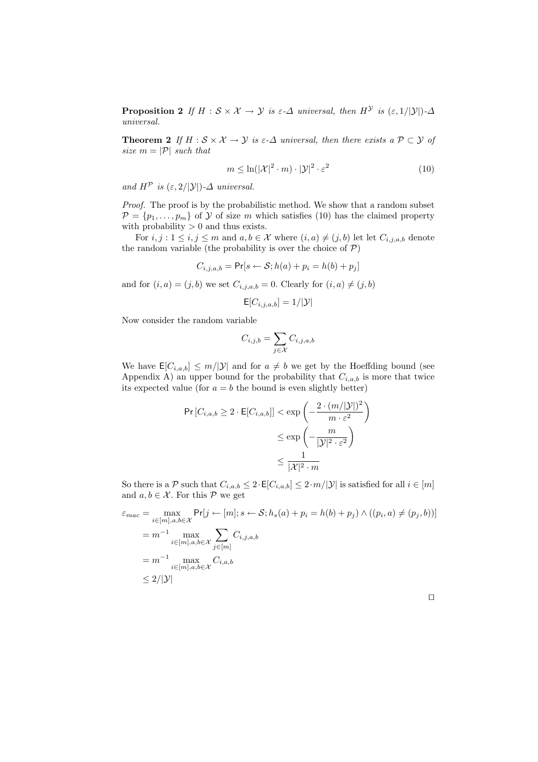**Proposition 2** *If $H : \mathcal{S} \times \mathcal{X} \to \mathcal{Y}$ is $\varepsilon$-$\Delta$ universal, then $H^{\mathcal{Y}}$ is $(\varepsilon, 1/|\mathcal{Y}|)$-$\Delta$ universal.*

**Theorem 2** *If $H : \mathcal{S} \times \mathcal{X} \to \mathcal{Y}$ is $\varepsilon$-$\Delta$ universal, then there exists a $\mathcal{P} \subset \mathcal{Y}$ of size $m = |\mathcal{P}|$ such that*

$$m \leq \ln(|\mathcal{X}|^2 \cdot m) \cdot |\mathcal{Y}|^2 \cdot \varepsilon^2 \tag{10}$$

*and $H^{\mathcal{P}}$ is $(\varepsilon, 2/|\mathcal{Y}|)$-$\Delta$ universal.*

*Proof.* The proof is by the probabilistic method. We show that a random subset $\mathcal{P} = \{p_1, \ldots, p_m\}$ of $\mathcal{Y}$ of size $m$ which satisfies (10) has the claimed property with probability $> 0$ and thus exists.

For $i, j : 1 \leq i, j \leq m$ and $a, b \in \mathcal{X}$ where $(i, a) \neq (j, b)$ let let $C_{i,j,a,b}$ denote the random variable (the probability is over the choice of $\mathcal{P}$)

$$C_{i,j,a,b} = \mathsf{Pr}[s \leftarrow \mathcal{S}; h(a) + p_i = h(b) + p_j]$$

and for $(i, a) = (j, b)$ we set $C_{i,j,a,b} = 0$. Clearly for $(i, a) \neq (j, b)$

$$\mathsf{E}[C_{i,j,a,b}] = 1/|\mathcal{Y}|$$

Now consider the random variable

$$C_{i,j,b} = \sum_{j \in \mathcal{X}} C_{i,j,a,b}$$

We have $\mathsf{E}[C_{i,a,b}] \leq m/|\mathcal{Y}|$ and for $a \neq b$ we get by the Hoeffding bound (see Appendix A) an upper bound for the probability that $C_{i,a,b}$ is more that twice its expected value (for $a = b$ the bound is even slightly better)

$$\begin{aligned}
\mathsf{Pr}\left[C_{i,a,b} \geq 2 \cdot \mathsf{E}[C_{i,a,b}]\right] &< \exp\left(-\frac{2 \cdot (m/|\mathcal{Y}|)^2}{m \cdot \varepsilon^2}\right) \\
&\leq \exp\left(-\frac{m}{|\mathcal{Y}|^2 \cdot \varepsilon^2}\right) \\
&\leq \frac{1}{|\mathcal{X}|^2 \cdot m}
\end{aligned}$$

So there is a $\mathcal{P}$ such that $C_{i,a,b} \leq 2 \cdot \mathsf{E}[C_{i,a,b}] \leq 2 \cdot m/|\mathcal{Y}|$ is satisfied for all $i \in [m]$ and $a, b \in \mathcal{X}$. For this $\mathcal{P}$ we get

$$\begin{aligned}
\varepsilon_{mac} &= \max_{i \in [m], a, b \in \mathcal{X}} \mathsf{Pr}[j \leftarrow [m]; s \leftarrow \mathcal{S}; h_s(a) + p_i = h(b) + p_j) \wedge ((p_i, a) \neq (p_j, b))] \\
&= m^{-1} \max_{i \in [m], a, b \in \mathcal{X}} \sum_{j \in [m]} C_{i,j,a,b} \\
&= m^{-1} \max_{i \in [m], a, b \in \mathcal{X}} C_{i,a,b} \\
&\leq 2/|\mathcal{Y}|
\end{aligned}$$

□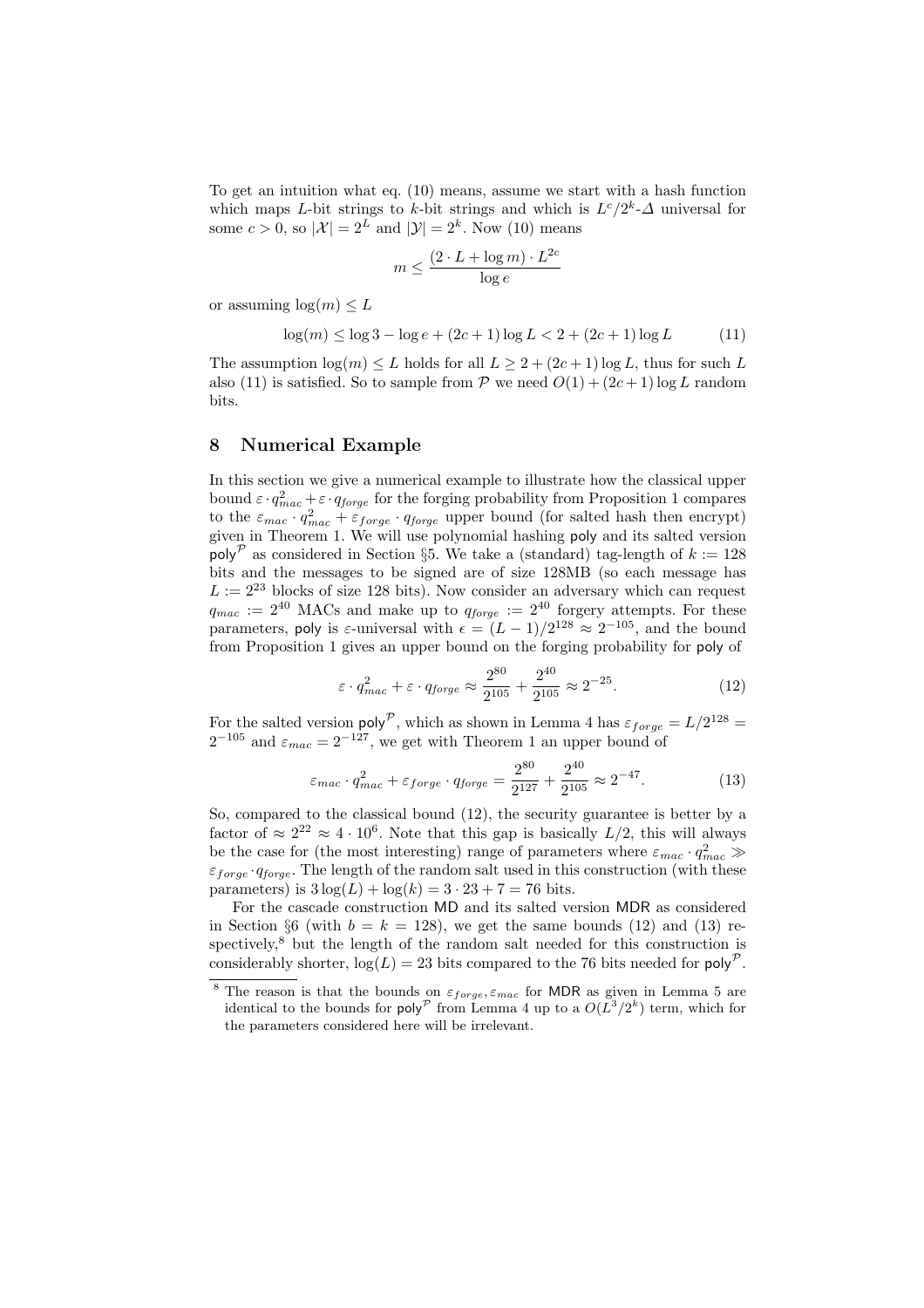To get an intuition what eq. (10) means, assume we start with a hash function which maps $L$-bit strings to $k$-bit strings and which is $L^c/2^k$-$\Delta$ universal for some $c > 0$, so $|\mathcal{X}| = 2^L$ and $|\mathcal{Y}| = 2^k$. Now (10) means

$$m \leq \frac{(2 \cdot L + \log m) \cdot L^{2c}}{\log e}$$

or assuming $\log(m) \leq L$

$$\log(m) \leq \log 3 - \log e + (2c+1)\log L < 2 + (2c+1)\log L \tag{11}$$

The assumption $\log(m) \leq L$ holds for all $L \geq 2 + (2c+1)\log L$, thus for such $L$ also (11) is satisfied. So to sample from $\mathcal{P}$ we need $O(1) + (2c+1)\log L$ random bits.

## 8 Numerical Example

In this section we give a numerical example to illustrate how the classical upper bound $\varepsilon \cdot q_{mac}^2 + \varepsilon \cdot q_{forge}$ for the forging probability from Proposition 1 compares to the $\varepsilon_{mac} \cdot q_{mac}^2 + \varepsilon_{forge} \cdot q_{forge}$ upper bound (for salted hash then encrypt) given in Theorem 1. We will use polynomial hashing $\mathsf{poly}$ and its salted version $\mathsf{poly}^{\mathcal{P}}$ as considered in Section §5. We take a (standard) tag-length of $k := 128$ bits and the messages to be signed are of size 128MB (so each message has $L := 2^{23}$ blocks of size 128 bits). Now consider an adversary which can request $q_{mac} := 2^{40}$ MACs and make up to $q_{forge} := 2^{40}$ forgery attempts. For these parameters, $\mathsf{poly}$ is $\varepsilon$-universal with $\epsilon = (L-1)/2^{128} \approx 2^{-105}$, and the bound from Proposition 1 gives an upper bound on the forging probability for $\mathsf{poly}$ of

$$\varepsilon \cdot q_{mac}^2 + \varepsilon \cdot q_{forge} \approx \frac{2^{80}}{2^{105}} + \frac{2^{40}}{2^{105}} \approx 2^{-25}. \tag{12}$$

For the salted version $\mathsf{poly}^{\mathcal{P}}$, which as shown in Lemma 4 has $\varepsilon_{forge} = L/2^{128} = 2^{-105}$ and $\varepsilon_{mac} = 2^{-127}$, we get with Theorem 1 an upper bound of

$$\varepsilon_{mac} \cdot q_{mac}^2 + \varepsilon_{forge} \cdot q_{forge} = \frac{2^{80}}{2^{127}} + \frac{2^{40}}{2^{105}} \approx 2^{-47}. \tag{13}$$

So, compared to the classical bound (12), the security guarantee is better by a factor of $\approx 2^{22} \approx 4 \cdot 10^6$. Note that this gap is basically $L/2$, this will always be the case for (the most interesting) range of parameters where $\varepsilon_{mac} \cdot q_{mac}^2 \gg \varepsilon_{forge} \cdot q_{forge}$. The length of the random salt used in this construction (with these parameters) is $3\log(L) + \log(k) = 3 \cdot 23 + 7 = 76$ bits.

For the cascade construction $\mathsf{MD}$ and its salted version $\mathsf{MDR}$ as considered in Section §6 (with $b = k = 128$), we get the same bounds (12) and (13) respectively,[8] but the length of the random salt needed for this construction is considerably shorter, $\log(L) = 23$ bits compared to the 76 bits needed for $\mathsf{poly}^{\mathcal{P}}$.

[8] The reason is that the bounds on $\varepsilon_{forge}, \varepsilon_{mac}$ for $\mathsf{MDR}$ as given in Lemma 5 are identical to the bounds for $\mathsf{poly}^{\mathcal{P}}$ from Lemma 4 up to a $O(L^3/2^k)$ term, which for the parameters considered here will be irrelevant.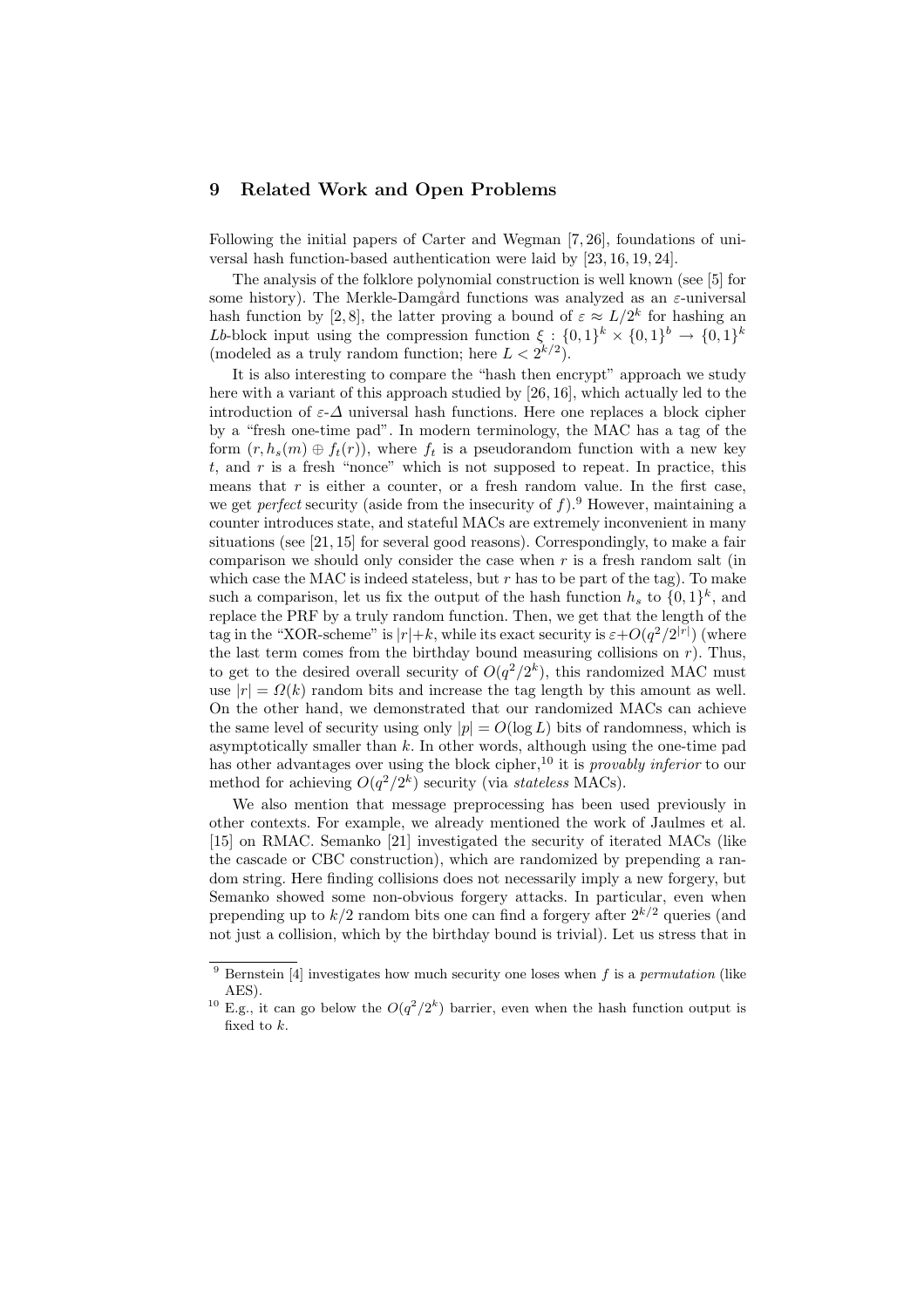## 9 Related Work and Open Problems

Following the initial papers of Carter and Wegman [7, 26], foundations of universal hash function-based authentication were laid by [23, 16, 19, 24].

The analysis of the folklore polynomial construction is well known (see [5] for some history). The Merkle-Damgård functions was analyzed as an $\varepsilon$-universal hash function by [2, 8], the latter proving a bound of $\varepsilon \approx L/2^k$ for hashing an $Lb$-block input using the compression function $\xi : \{0,1\}^k \times \{0,1\}^b \to \{0,1\}^k$ (modeled as a truly random function; here $L < 2^{k/2}$).

It is also interesting to compare the "hash then encrypt" approach we study here with a variant of this approach studied by [26, 16], which actually led to the introduction of $\varepsilon$-$\Delta$ universal hash functions. Here one replaces a block cipher by a "fresh one-time pad". In modern terminology, the MAC has a tag of the form $(r, h_s(m) \oplus f_t(r))$, where $f_t$ is a pseudorandom function with a new key $t$, and $r$ is a fresh "nonce" which is not supposed to repeat. In practice, this means that $r$ is either a counter, or a fresh random value. In the first case, we get *perfect* security (aside from the insecurity of $f$).[9] However, maintaining a counter introduces state, and stateful MACs are extremely inconvenient in many situations (see [21, 15] for several good reasons). Correspondingly, to make a fair comparison we should only consider the case when $r$ is a fresh random salt (in which case the MAC is indeed stateless, but $r$ has to be part of the tag). To make such a comparison, let us fix the output of the hash function $h_s$ to $\{0,1\}^k$, and replace the PRF by a truly random function. Then, we get that the length of the tag in the "XOR-scheme" is $|r|+k$, while its exact security is $\varepsilon + O(q^2/2^{|r|})$ (where the last term comes from the birthday bound measuring collisions on $r$). Thus, to get to the desired overall security of $O(q^2/2^k)$, this randomized MAC must use $|r| = \Omega(k)$ random bits and increase the tag length by this amount as well. On the other hand, we demonstrated that our randomized MACs can achieve the same level of security using only $|p| = O(\log L)$ bits of randomness, which is asymptotically smaller than $k$. In other words, although using the one-time pad has other advantages over using the block cipher,[10] it is *provably inferior* to our method for achieving $O(q^2/2^k)$ security (via *stateless* MACs).

We also mention that message preprocessing has been used previously in other contexts. For example, we already mentioned the work of Jaulmes et al. [15] on RMAC. Semanko [21] investigated the security of iterated MACs (like the cascade or CBC construction), which are randomized by prepending a random string. Here finding collisions does not necessarily imply a new forgery, but Semanko showed some non-obvious forgery attacks. In particular, even when prepending up to $k/2$ random bits one can find a forgery after $2^{k/2}$ queries (and not just a collision, which by the birthday bound is trivial). Let us stress that in

---

[9] Bernstein [4] investigates how much security one loses when $f$ is a *permutation* (like AES).

[10] E.g., it can go below the $O(q^2/2^k)$ barrier, even when the hash function output is fixed to $k$.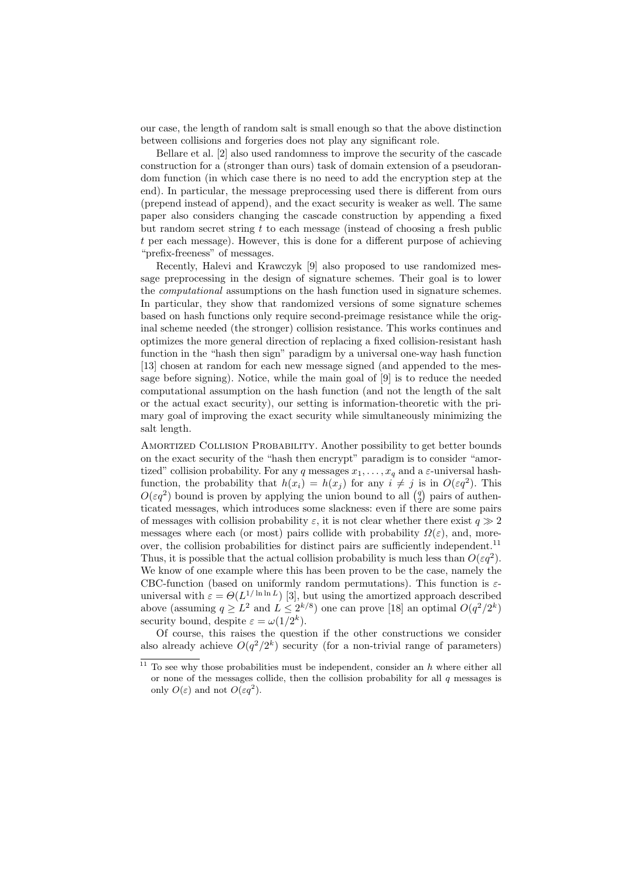our case, the length of random salt is small enough so that the above distinction between collisions and forgeries does not play any significant role.

Bellare et al. [2] also used randomness to improve the security of the cascade construction for a (stronger than ours) task of domain extension of a pseudorandom function (in which case there is no need to add the encryption step at the end). In particular, the message preprocessing used there is different from ours (prepend instead of append), and the exact security is weaker as well. The same paper also considers changing the cascade construction by appending a fixed but random secret string $t$ to each message (instead of choosing a fresh public $t$ per each message). However, this is done for a different purpose of achieving "prefix-freeness" of messages.

Recently, Halevi and Krawczyk [9] also proposed to use randomized message preprocessing in the design of signature schemes. Their goal is to lower the *computational* assumptions on the hash function used in signature schemes. In particular, they show that randomized versions of some signature schemes based on hash functions only require second-preimage resistance while the original scheme needed (the stronger) collision resistance. This works continues and optimizes the more general direction of replacing a fixed collision-resistant hash function in the "hash then sign" paradigm by a universal one-way hash function [13] chosen at random for each new message signed (and appended to the message before signing). Notice, while the main goal of [9] is to reduce the needed computational assumption on the hash function (and not the length of the salt or the actual exact security), our setting is information-theoretic with the primary goal of improving the exact security while simultaneously minimizing the salt length.

Amortized Collision Probability. Another possibility to get better bounds on the exact security of the "hash then encrypt" paradigm is to consider "amortized" collision probability. For any $q$ messages $x_1, \ldots, x_q$ and a $\varepsilon$-universal hash-function, the probability that $h(x_i) = h(x_j)$ for any $i \neq j$ is in $O(\varepsilon q^2)$. This $O(\varepsilon q^2)$ bound is proven by applying the union bound to all $\binom{q}{2}$ pairs of authenticated messages, which introduces some slackness: even if there are some pairs of messages with collision probability $\varepsilon$, it is not clear whether there exist $q \gg 2$ messages where each (or most) pairs collide with probability $\Omega(\varepsilon)$, and, moreover, the collision probabilities for distinct pairs are sufficiently independent.[11] Thus, it is possible that the actual collision probability is much less than $O(\varepsilon q^2)$. We know of one example where this has been proven to be the case, namely the CBC-function (based on uniformly random permutations). This function is $\varepsilon$-universal with $\varepsilon = \Theta(L^{1/\ln \ln L})$ [3], but using the amortized approach described above (assuming $q \geq L^2$ and $L \leq 2^{k/8}$) one can prove [18] an optimal $O(q^2/2^k)$ security bound, despite $\varepsilon = \omega(1/2^k)$.

Of course, this raises the question if the other constructions we consider also already achieve $O(q^2/2^k)$ security (for a non-trivial range of parameters)

[11] To see why those probabilities must be independent, consider an $h$ where either all or none of the messages collide, then the collision probability for all $q$ messages is only $O(\varepsilon)$ and not $O(\varepsilon q^2)$.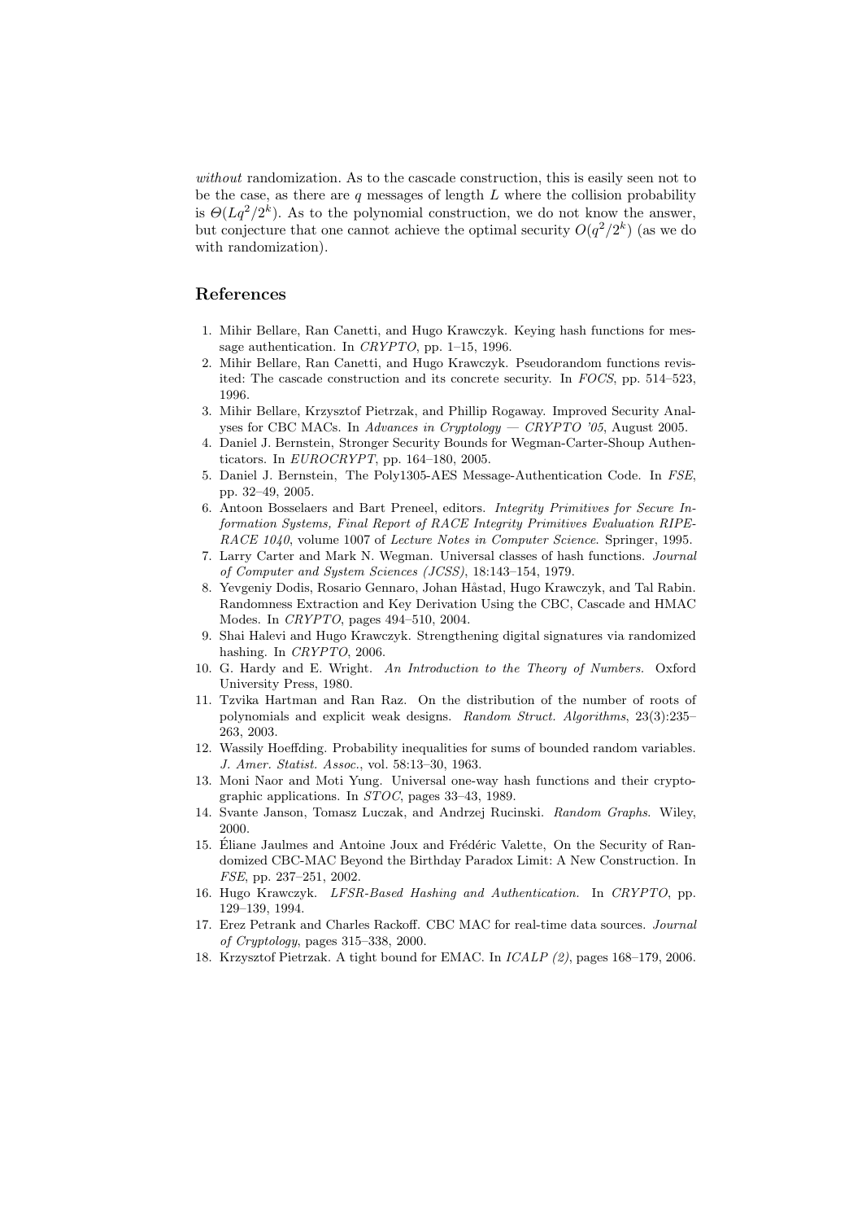*without* randomization. As to the cascade construction, this is easily seen not to be the case, as there are $q$ messages of length $L$ where the collision probability is $\Theta(Lq^2/2^k)$. As to the polynomial construction, we do not know the answer, but conjecture that one cannot achieve the optimal security $O(q^2/2^k)$ (as we do with randomization).

## References

1. Mihir Bellare, Ran Canetti, and Hugo Krawczyk. Keying hash functions for message authentication. In *CRYPTO*, pp. 1–15, 1996.
2. Mihir Bellare, Ran Canetti, and Hugo Krawczyk. Pseudorandom functions revisited: The cascade construction and its concrete security. In *FOCS*, pp. 514–523, 1996.
3. Mihir Bellare, Krzysztof Pietrzak, and Phillip Rogaway. Improved Security Analyses for CBC MACs. In *Advances in Cryptology — CRYPTO '05*, August 2005.
4. Daniel J. Bernstein, Stronger Security Bounds for Wegman-Carter-Shoup Authenticators. In *EUROCRYPT*, pp. 164–180, 2005.
5. Daniel J. Bernstein, The Poly1305-AES Message-Authentication Code. In *FSE*, pp. 32–49, 2005.
6. Antoon Bosselaers and Bart Preneel, editors. *Integrity Primitives for Secure Information Systems, Final Report of RACE Integrity Primitives Evaluation RIPE-RACE 1040*, volume 1007 of *Lecture Notes in Computer Science*. Springer, 1995.
7. Larry Carter and Mark N. Wegman. Universal classes of hash functions. *Journal of Computer and System Sciences (JCSS)*, 18:143–154, 1979.
8. Yevgeniy Dodis, Rosario Gennaro, Johan Håstad, Hugo Krawczyk, and Tal Rabin. Randomness Extraction and Key Derivation Using the CBC, Cascade and HMAC Modes. In *CRYPTO*, pages 494–510, 2004.
9. Shai Halevi and Hugo Krawczyk. Strengthening digital signatures via randomized hashing. In *CRYPTO*, 2006.
10. G. Hardy and E. Wright. *An Introduction to the Theory of Numbers.* Oxford University Press, 1980.
11. Tzvika Hartman and Ran Raz. On the distribution of the number of roots of polynomials and explicit weak designs. *Random Struct. Algorithms*, 23(3):235–263, 2003.
12. Wassily Hoeffding. Probability inequalities for sums of bounded random variables. *J. Amer. Statist. Assoc.*, vol. 58:13–30, 1963.
13. Moni Naor and Moti Yung. Universal one-way hash functions and their cryptographic applications. In *STOC*, pages 33–43, 1989.
14. Svante Janson, Tomasz Luczak, and Andrzej Rucinski. *Random Graphs*. Wiley, 2000.
15. Éliane Jaulmes and Antoine Joux and Frédéric Valette, On the Security of Randomized CBC-MAC Beyond the Birthday Paradox Limit: A New Construction. In *FSE*, pp. 237–251, 2002.
16. Hugo Krawczyk. *LFSR-Based Hashing and Authentication.* In *CRYPTO*, pp. 129–139, 1994.
17. Erez Petrank and Charles Rackoff. CBC MAC for real-time data sources. *Journal of Cryptology*, pages 315–338, 2000.
18. Krzysztof Pietrzak. A tight bound for EMAC. In *ICALP (2)*, pages 168–179, 2006.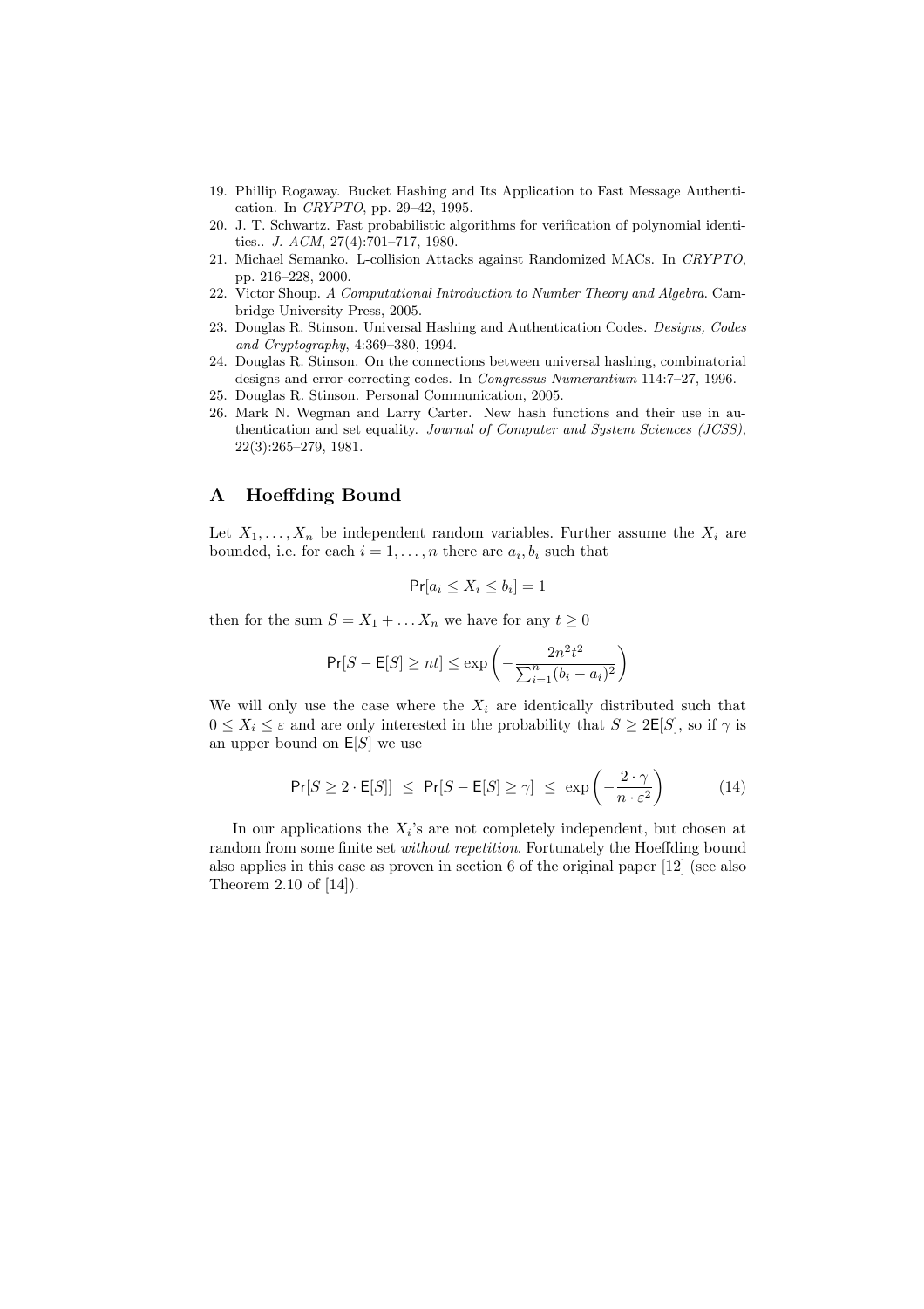19. Phillip Rogaway. Bucket Hashing and Its Application to Fast Message Authentication. In *CRYPTO*, pp. 29–42, 1995.
20. J. T. Schwartz. Fast probabilistic algorithms for verification of polynomial identities.. *J. ACM*, 27(4):701–717, 1980.
21. Michael Semanko. L-collision Attacks against Randomized MACs. In *CRYPTO*, pp. 216–228, 2000.
22. Victor Shoup. *A Computational Introduction to Number Theory and Algebra*. Cambridge University Press, 2005.
23. Douglas R. Stinson. Universal Hashing and Authentication Codes. *Designs, Codes and Cryptography*, 4:369–380, 1994.
24. Douglas R. Stinson. On the connections between universal hashing, combinatorial designs and error-correcting codes. In *Congressus Numerantium* 114:7–27, 1996.
25. Douglas R. Stinson. Personal Communication, 2005.
26. Mark N. Wegman and Larry Carter. New hash functions and their use in authentication and set equality. *Journal of Computer and System Sciences (JCSS)*, 22(3):265–279, 1981.

# A Hoeffding Bound

Let $X_1, \ldots, X_n$ be independent random variables. Further assume the $X_i$ are bounded, i.e. for each $i = 1, \ldots, n$ there are $a_i, b_i$ such that

$$\mathsf{Pr}[a_i \leq X_i \leq b_i] = 1$$

then for the sum $S = X_1 + \ldots X_n$ we have for any $t \geq 0$

$$\mathsf{Pr}[S - \mathsf{E}[S] \geq nt] \leq \exp\left(-\frac{2n^2t^2}{\sum_{i=1}^{n}(b_i - a_i)^2}\right)$$

We will only use the case where the $X_i$ are identically distributed such that $0 \leq X_i \leq \varepsilon$ and are only interested in the probability that $S \geq 2\mathsf{E}[S]$, so if $\gamma$ is an upper bound on $\mathsf{E}[S]$ we use

$$\mathsf{Pr}[S \geq 2 \cdot \mathsf{E}[S]] \;\leq\; \mathsf{Pr}[S - \mathsf{E}[S] \geq \gamma] \;\leq\; \exp\left(-\frac{2 \cdot \gamma}{n \cdot \varepsilon^2}\right) \tag{14}$$

In our applications the $X_i$'s are not completely independent, but chosen at random from some finite set *without repetition*. Fortunately the Hoeffding bound also applies in this case as proven in section 6 of the original paper [12] (see also Theorem 2.10 of [14]).